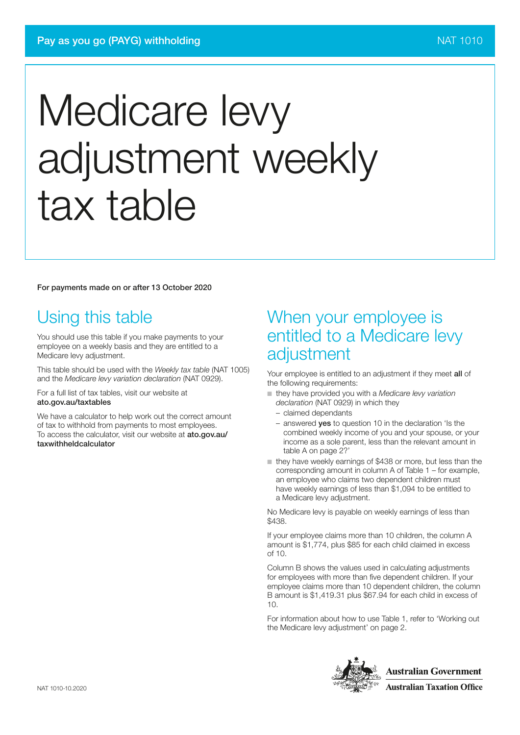Pay as you go (PAYG) withholding

NAT 1010

# Medicare levy adjustment weekly tax table

**For payments made on or after 13 October 2020**

## Using this table

You should use this table if you make payments to your employee on a weekly basis and they are entitled to a Medicare levy adjustment.

This table should be used with the *Weekly tax table* (NAT 1005) and the *Medicare levy variation declaration* (NAT 0929).

For a full list of tax tables, visit our website at **ato.gov.au/taxtables**

We have a calculator to help work out the correct amount of tax to withhold from payments to most employees. To access the calculator, visit our website at **ato.gov.au/taxwithheldcalculator**

## When your employee is entitled to a Medicare levy adjustment

Your employee is entitled to an adjustment if they meet **all** of the following requirements:

- they have provided you with a *Medicare levy variation declaration* (NAT 0929) in which they
  - claimed dependants
  - answered **yes** to question 10 in the declaration 'Is the combined weekly income of you and your spouse, or your income as a sole parent, less than the relevant amount in table A on page 2?'
- they have weekly earnings of $438 or more, but less than the corresponding amount in column A of Table 1 – for example, an employee who claims two dependent children must have weekly earnings of less than $1,094 to be entitled to a Medicare levy adjustment.

No Medicare levy is payable on weekly earnings of less than $438.

If your employee claims more than 10 children, the column A amount is $1,774, plus $85 for each child claimed in excess of 10.

Column B shows the values used in calculating adjustments for employees with more than five dependent children. If your employee claims more than 10 dependent children, the column B amount is $1,419.31 plus $67.94 for each child in excess of 10.

For information about how to use Table 1, refer to 'Working out the Medicare levy adjustment' on page 2.

NAT 1010-10.2020

Australian Government
Australian Taxation Office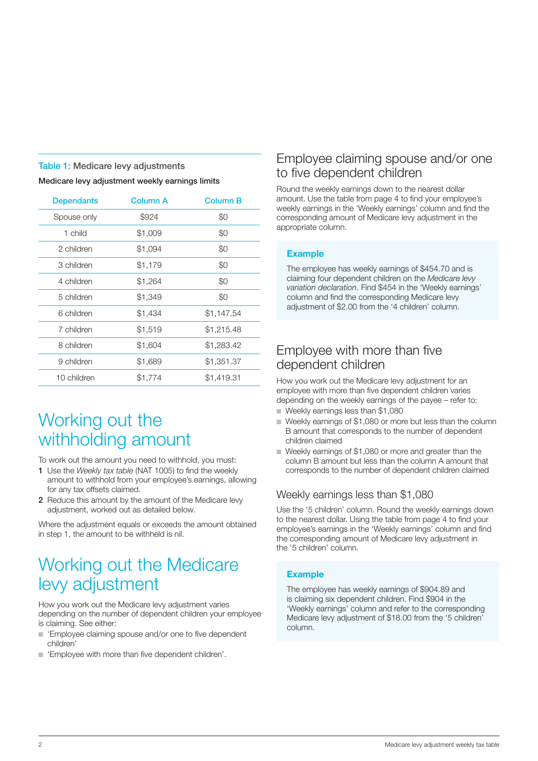**Table 1: Medicare levy adjustments**

**Medicare levy adjustment weekly earnings limits**

| Dependants | Column A | Column B |
|---|---|---|
| Spouse only | $924 | $0 |
| 1 child | $1,009 | $0 |
| 2 children | $1,094 | $0 |
| 3 children | $1,179 | $0 |
| 4 children | $1,264 | $0 |
| 5 children | $1,349 | $0 |
| 6 children | $1,434 | $1,147.54 |
| 7 children | $1,519 | $1,215.48 |
| 8 children | $1,604 | $1,283.42 |
| 9 children | $1,689 | $1,351.37 |
| 10 children | $1,774 | $1,419.31 |

# Working out the withholding amount

To work out the amount you need to withhold, you must:

1. Use the *Weekly tax table* (NAT 1005) to find the weekly amount to withhold from your employee's earnings, allowing for any tax offsets claimed.
2. Reduce this amount by the amount of the Medicare levy adjustment, worked out as detailed below.

Where the adjustment equals or exceeds the amount obtained in step 1, the amount to be withheld is nil.

# Working out the Medicare levy adjustment

How you work out the Medicare levy adjustment varies depending on the number of dependent children your employee is claiming. See either:

- 'Employee claiming spouse and/or one to five dependent children'
- 'Employee with more than five dependent children'.

## Employee claiming spouse and/or one to five dependent children

Round the weekly earnings down to the nearest dollar amount. Use the table from page 4 to find your employee's weekly earnings in the 'Weekly earnings' column and find the corresponding amount of Medicare levy adjustment in the appropriate column.

**Example**

The employee has weekly earnings of $454.70 and is claiming four dependent children on the *Medicare levy variation declaration*. Find $454 in the 'Weekly earnings' column and find the corresponding Medicare levy adjustment of $2.00 from the '4 children' column.

## Employee with more than five dependent children

How you work out the Medicare levy adjustment for an employee with more than five dependent children varies depending on the weekly earnings of the payee – refer to:

- Weekly earnings less than $1,080
- Weekly earnings of $1,080 or more but less than the column B amount that corresponds to the number of dependent children claimed
- Weekly earnings of $1,080 or more and greater than the column B amount but less than the column A amount that corresponds to the number of dependent children claimed

### Weekly earnings less than $1,080

Use the '5 children' column. Round the weekly earnings down to the nearest dollar. Using the table from page 4 to find your employee's earnings in the 'Weekly earnings' column and find the corresponding amount of Medicare levy adjustment in the '5 children' column.

**Example**

The employee has weekly earnings of $904.89 and is claiming six dependent children. Find $904 in the 'Weekly earnings' column and refer to the corresponding Medicare levy adjustment of $18.00 from the '5 children' column.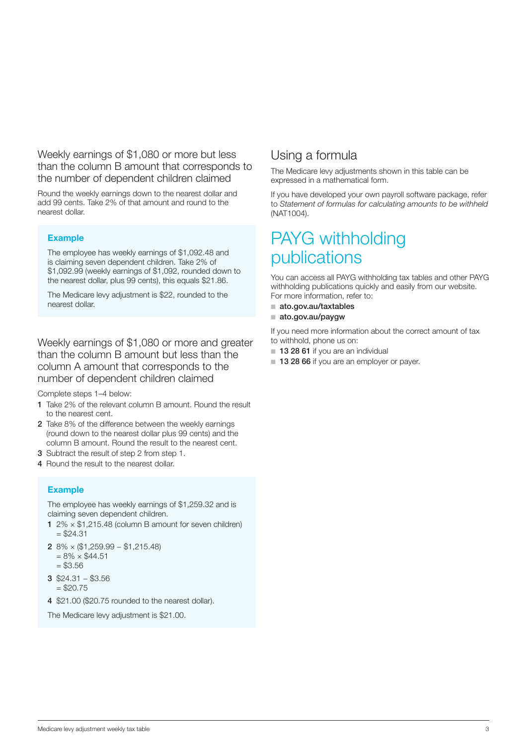### Weekly earnings of $1,080 or more but less than the column B amount that corresponds to the number of dependent children claimed

Round the weekly earnings down to the nearest dollar and add 99 cents. Take 2% of that amount and round to the nearest dollar.

> **Example**
>
> The employee has weekly earnings of $1,092.48 and is claiming seven dependent children. Take 2% of $1,092.99 (weekly earnings of $1,092, rounded down to the nearest dollar, plus 99 cents), this equals $21.86.
>
> The Medicare levy adjustment is $22, rounded to the nearest dollar.

### Weekly earnings of $1,080 or more and greater than the column B amount but less than the column A amount that corresponds to the number of dependent children claimed

Complete steps 1–4 below:

1. Take 2% of the relevant column B amount. Round the result to the nearest cent.
2. Take 8% of the difference between the weekly earnings (round down to the nearest dollar plus 99 cents) and the column B amount. Round the result to the nearest cent.
3. Subtract the result of step 2 from step 1.
4. Round the result to the nearest dollar.

> **Example**
>
> The employee has weekly earnings of $1,259.32 and is claiming seven dependent children.
>
> 1. 2% × $1,215.48 (column B amount for seven children) = $24.31
> 2. 8% × ($1,259.99 – $1,215.48) = 8% × $44.51 = $3.56
> 3. $24.31 – $3.56 = $20.75
> 4. $21.00 ($20.75 rounded to the nearest dollar).
>
> The Medicare levy adjustment is $21.00.

## Using a formula

The Medicare levy adjustments shown in this table can be expressed in a mathematical form.

If you have developed your own payroll software package, refer to *Statement of formulas for calculating amounts to be withheld* (NAT1004).

# PAYG withholding publications

You can access all PAYG withholding tax tables and other PAYG withholding publications quickly and easily from our website. For more information, refer to:

- **ato.gov.au/taxtables**
- **ato.gov.au/paygw**

If you need more information about the correct amount of tax to withhold, phone us on:

- **13 28 61** if you are an individual
- **13 28 66** if you are an employer or payer.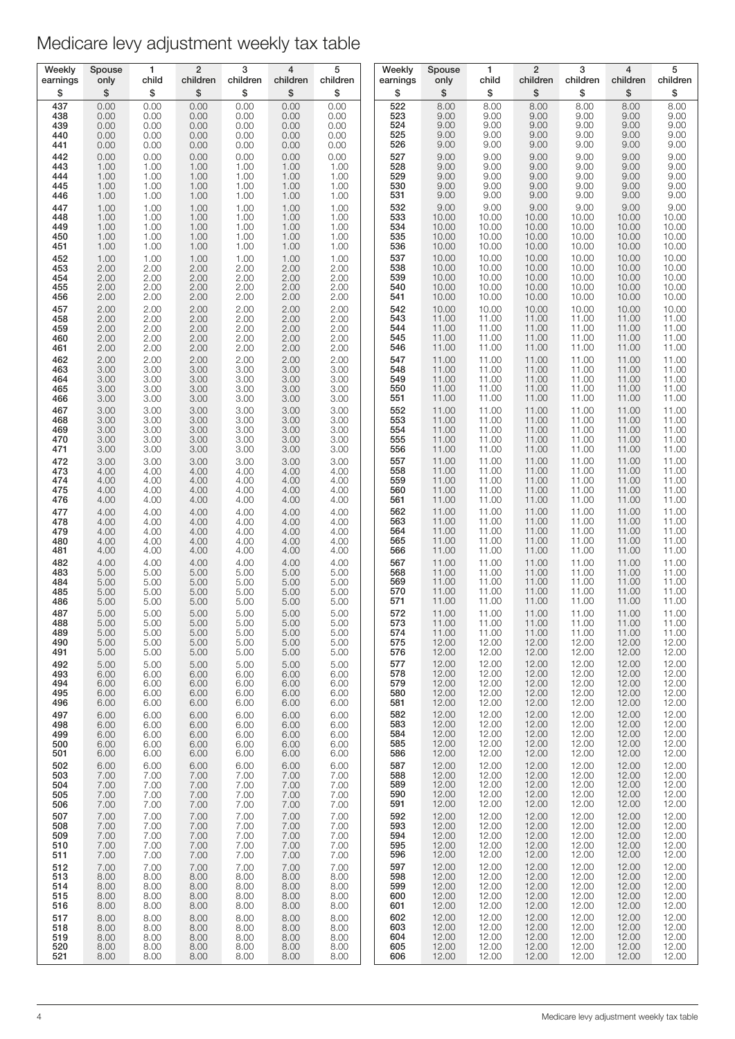# Medicare levy adjustment weekly tax table

| Weekly earnings | Spouse only | 1 child | 2 children | 3 children | 4 children | 5 children |
|---|---|---|---|---|---|---|
| $ | $ | $ | $ | $ | $ | $ |
| 437 | 0.00 | 0.00 | 0.00 | 0.00 | 0.00 | 0.00 |
| 438 | 0.00 | 0.00 | 0.00 | 0.00 | 0.00 | 0.00 |
| 439 | 0.00 | 0.00 | 0.00 | 0.00 | 0.00 | 0.00 |
| 440 | 0.00 | 0.00 | 0.00 | 0.00 | 0.00 | 0.00 |
| 441 | 0.00 | 0.00 | 0.00 | 0.00 | 0.00 | 0.00 |
| 442 | 0.00 | 0.00 | 0.00 | 0.00 | 0.00 | 0.00 |
| 443 | 1.00 | 1.00 | 1.00 | 1.00 | 1.00 | 1.00 |
| 444 | 1.00 | 1.00 | 1.00 | 1.00 | 1.00 | 1.00 |
| 445 | 1.00 | 1.00 | 1.00 | 1.00 | 1.00 | 1.00 |
| 446 | 1.00 | 1.00 | 1.00 | 1.00 | 1.00 | 1.00 |
| 447 | 1.00 | 1.00 | 1.00 | 1.00 | 1.00 | 1.00 |
| 448 | 1.00 | 1.00 | 1.00 | 1.00 | 1.00 | 1.00 |
| 449 | 1.00 | 1.00 | 1.00 | 1.00 | 1.00 | 1.00 |
| 450 | 1.00 | 1.00 | 1.00 | 1.00 | 1.00 | 1.00 |
| 451 | 1.00 | 1.00 | 1.00 | 1.00 | 1.00 | 1.00 |
| 452 | 1.00 | 1.00 | 1.00 | 1.00 | 1.00 | 1.00 |
| 453 | 2.00 | 2.00 | 2.00 | 2.00 | 2.00 | 2.00 |
| 454 | 2.00 | 2.00 | 2.00 | 2.00 | 2.00 | 2.00 |
| 455 | 2.00 | 2.00 | 2.00 | 2.00 | 2.00 | 2.00 |
| 456 | 2.00 | 2.00 | 2.00 | 2.00 | 2.00 | 2.00 |
| 457 | 2.00 | 2.00 | 2.00 | 2.00 | 2.00 | 2.00 |
| 458 | 2.00 | 2.00 | 2.00 | 2.00 | 2.00 | 2.00 |
| 459 | 2.00 | 2.00 | 2.00 | 2.00 | 2.00 | 2.00 |
| 460 | 2.00 | 2.00 | 2.00 | 2.00 | 2.00 | 2.00 |
| 461 | 2.00 | 2.00 | 2.00 | 2.00 | 2.00 | 2.00 |
| 462 | 2.00 | 2.00 | 2.00 | 2.00 | 2.00 | 2.00 |
| 463 | 3.00 | 3.00 | 3.00 | 3.00 | 3.00 | 3.00 |
| 464 | 3.00 | 3.00 | 3.00 | 3.00 | 3.00 | 3.00 |
| 465 | 3.00 | 3.00 | 3.00 | 3.00 | 3.00 | 3.00 |
| 466 | 3.00 | 3.00 | 3.00 | 3.00 | 3.00 | 3.00 |
| 467 | 3.00 | 3.00 | 3.00 | 3.00 | 3.00 | 3.00 |
| 468 | 3.00 | 3.00 | 3.00 | 3.00 | 3.00 | 3.00 |
| 469 | 3.00 | 3.00 | 3.00 | 3.00 | 3.00 | 3.00 |
| 470 | 3.00 | 3.00 | 3.00 | 3.00 | 3.00 | 3.00 |
| 471 | 3.00 | 3.00 | 3.00 | 3.00 | 3.00 | 3.00 |
| 472 | 3.00 | 3.00 | 3.00 | 3.00 | 3.00 | 3.00 |
| 473 | 4.00 | 4.00 | 4.00 | 4.00 | 4.00 | 4.00 |
| 474 | 4.00 | 4.00 | 4.00 | 4.00 | 4.00 | 4.00 |
| 475 | 4.00 | 4.00 | 4.00 | 4.00 | 4.00 | 4.00 |
| 476 | 4.00 | 4.00 | 4.00 | 4.00 | 4.00 | 4.00 |
| 477 | 4.00 | 4.00 | 4.00 | 4.00 | 4.00 | 4.00 |
| 478 | 4.00 | 4.00 | 4.00 | 4.00 | 4.00 | 4.00 |
| 479 | 4.00 | 4.00 | 4.00 | 4.00 | 4.00 | 4.00 |
| 480 | 4.00 | 4.00 | 4.00 | 4.00 | 4.00 | 4.00 |
| 481 | 4.00 | 4.00 | 4.00 | 4.00 | 4.00 | 4.00 |
| 482 | 4.00 | 4.00 | 4.00 | 4.00 | 4.00 | 4.00 |
| 483 | 5.00 | 5.00 | 5.00 | 5.00 | 5.00 | 5.00 |
| 484 | 5.00 | 5.00 | 5.00 | 5.00 | 5.00 | 5.00 |
| 485 | 5.00 | 5.00 | 5.00 | 5.00 | 5.00 | 5.00 |
| 486 | 5.00 | 5.00 | 5.00 | 5.00 | 5.00 | 5.00 |
| 487 | 5.00 | 5.00 | 5.00 | 5.00 | 5.00 | 5.00 |
| 488 | 5.00 | 5.00 | 5.00 | 5.00 | 5.00 | 5.00 |
| 489 | 5.00 | 5.00 | 5.00 | 5.00 | 5.00 | 5.00 |
| 490 | 5.00 | 5.00 | 5.00 | 5.00 | 5.00 | 5.00 |
| 491 | 5.00 | 5.00 | 5.00 | 5.00 | 5.00 | 5.00 |
| 492 | 5.00 | 5.00 | 5.00 | 5.00 | 5.00 | 5.00 |
| 493 | 6.00 | 6.00 | 6.00 | 6.00 | 6.00 | 6.00 |
| 494 | 6.00 | 6.00 | 6.00 | 6.00 | 6.00 | 6.00 |
| 495 | 6.00 | 6.00 | 6.00 | 6.00 | 6.00 | 6.00 |
| 496 | 6.00 | 6.00 | 6.00 | 6.00 | 6.00 | 6.00 |
| 497 | 6.00 | 6.00 | 6.00 | 6.00 | 6.00 | 6.00 |
| 498 | 6.00 | 6.00 | 6.00 | 6.00 | 6.00 | 6.00 |
| 499 | 6.00 | 6.00 | 6.00 | 6.00 | 6.00 | 6.00 |
| 500 | 6.00 | 6.00 | 6.00 | 6.00 | 6.00 | 6.00 |
| 501 | 6.00 | 6.00 | 6.00 | 6.00 | 6.00 | 6.00 |
| 502 | 6.00 | 6.00 | 6.00 | 6.00 | 6.00 | 6.00 |
| 503 | 7.00 | 7.00 | 7.00 | 7.00 | 7.00 | 7.00 |
| 504 | 7.00 | 7.00 | 7.00 | 7.00 | 7.00 | 7.00 |
| 505 | 7.00 | 7.00 | 7.00 | 7.00 | 7.00 | 7.00 |
| 506 | 7.00 | 7.00 | 7.00 | 7.00 | 7.00 | 7.00 |
| 507 | 7.00 | 7.00 | 7.00 | 7.00 | 7.00 | 7.00 |
| 508 | 7.00 | 7.00 | 7.00 | 7.00 | 7.00 | 7.00 |
| 509 | 7.00 | 7.00 | 7.00 | 7.00 | 7.00 | 7.00 |
| 510 | 7.00 | 7.00 | 7.00 | 7.00 | 7.00 | 7.00 |
| 511 | 7.00 | 7.00 | 7.00 | 7.00 | 7.00 | 7.00 |
| 512 | 7.00 | 7.00 | 7.00 | 7.00 | 7.00 | 7.00 |
| 513 | 8.00 | 8.00 | 8.00 | 8.00 | 8.00 | 8.00 |
| 514 | 8.00 | 8.00 | 8.00 | 8.00 | 8.00 | 8.00 |
| 515 | 8.00 | 8.00 | 8.00 | 8.00 | 8.00 | 8.00 |
| 516 | 8.00 | 8.00 | 8.00 | 8.00 | 8.00 | 8.00 |
| 517 | 8.00 | 8.00 | 8.00 | 8.00 | 8.00 | 8.00 |
| 518 | 8.00 | 8.00 | 8.00 | 8.00 | 8.00 | 8.00 |
| 519 | 8.00 | 8.00 | 8.00 | 8.00 | 8.00 | 8.00 |
| 520 | 8.00 | 8.00 | 8.00 | 8.00 | 8.00 | 8.00 |
| 521 | 8.00 | 8.00 | 8.00 | 8.00 | 8.00 | 8.00 |
| 522 | 8.00 | 8.00 | 8.00 | 8.00 | 8.00 | 8.00 |
| 523 | 9.00 | 9.00 | 9.00 | 9.00 | 9.00 | 9.00 |
| 524 | 9.00 | 9.00 | 9.00 | 9.00 | 9.00 | 9.00 |
| 525 | 9.00 | 9.00 | 9.00 | 9.00 | 9.00 | 9.00 |
| 526 | 9.00 | 9.00 | 9.00 | 9.00 | 9.00 | 9.00 |
| 527 | 9.00 | 9.00 | 9.00 | 9.00 | 9.00 | 9.00 |
| 528 | 9.00 | 9.00 | 9.00 | 9.00 | 9.00 | 9.00 |
| 529 | 9.00 | 9.00 | 9.00 | 9.00 | 9.00 | 9.00 |
| 530 | 9.00 | 9.00 | 9.00 | 9.00 | 9.00 | 9.00 |
| 531 | 9.00 | 9.00 | 9.00 | 9.00 | 9.00 | 9.00 |
| 532 | 9.00 | 9.00 | 9.00 | 9.00 | 9.00 | 9.00 |
| 533 | 10.00 | 10.00 | 10.00 | 10.00 | 10.00 | 10.00 |
| 534 | 10.00 | 10.00 | 10.00 | 10.00 | 10.00 | 10.00 |
| 535 | 10.00 | 10.00 | 10.00 | 10.00 | 10.00 | 10.00 |
| 536 | 10.00 | 10.00 | 10.00 | 10.00 | 10.00 | 10.00 |
| 537 | 10.00 | 10.00 | 10.00 | 10.00 | 10.00 | 10.00 |
| 538 | 10.00 | 10.00 | 10.00 | 10.00 | 10.00 | 10.00 |
| 539 | 10.00 | 10.00 | 10.00 | 10.00 | 10.00 | 10.00 |
| 540 | 10.00 | 10.00 | 10.00 | 10.00 | 10.00 | 10.00 |
| 541 | 10.00 | 10.00 | 10.00 | 10.00 | 10.00 | 10.00 |
| 542 | 10.00 | 10.00 | 10.00 | 10.00 | 10.00 | 10.00 |
| 543 | 11.00 | 11.00 | 11.00 | 11.00 | 11.00 | 11.00 |
| 544 | 11.00 | 11.00 | 11.00 | 11.00 | 11.00 | 11.00 |
| 545 | 11.00 | 11.00 | 11.00 | 11.00 | 11.00 | 11.00 |
| 546 | 11.00 | 11.00 | 11.00 | 11.00 | 11.00 | 11.00 |
| 547 | 11.00 | 11.00 | 11.00 | 11.00 | 11.00 | 11.00 |
| 548 | 11.00 | 11.00 | 11.00 | 11.00 | 11.00 | 11.00 |
| 549 | 11.00 | 11.00 | 11.00 | 11.00 | 11.00 | 11.00 |
| 550 | 11.00 | 11.00 | 11.00 | 11.00 | 11.00 | 11.00 |
| 551 | 11.00 | 11.00 | 11.00 | 11.00 | 11.00 | 11.00 |
| 552 | 11.00 | 11.00 | 11.00 | 11.00 | 11.00 | 11.00 |
| 553 | 11.00 | 11.00 | 11.00 | 11.00 | 11.00 | 11.00 |
| 554 | 11.00 | 11.00 | 11.00 | 11.00 | 11.00 | 11.00 |
| 555 | 11.00 | 11.00 | 11.00 | 11.00 | 11.00 | 11.00 |
| 556 | 11.00 | 11.00 | 11.00 | 11.00 | 11.00 | 11.00 |
| 557 | 11.00 | 11.00 | 11.00 | 11.00 | 11.00 | 11.00 |
| 558 | 11.00 | 11.00 | 11.00 | 11.00 | 11.00 | 11.00 |
| 559 | 11.00 | 11.00 | 11.00 | 11.00 | 11.00 | 11.00 |
| 560 | 11.00 | 11.00 | 11.00 | 11.00 | 11.00 | 11.00 |
| 561 | 11.00 | 11.00 | 11.00 | 11.00 | 11.00 | 11.00 |
| 562 | 11.00 | 11.00 | 11.00 | 11.00 | 11.00 | 11.00 |
| 563 | 11.00 | 11.00 | 11.00 | 11.00 | 11.00 | 11.00 |
| 564 | 11.00 | 11.00 | 11.00 | 11.00 | 11.00 | 11.00 |
| 565 | 11.00 | 11.00 | 11.00 | 11.00 | 11.00 | 11.00 |
| 566 | 11.00 | 11.00 | 11.00 | 11.00 | 11.00 | 11.00 |
| 567 | 11.00 | 11.00 | 11.00 | 11.00 | 11.00 | 11.00 |
| 568 | 11.00 | 11.00 | 11.00 | 11.00 | 11.00 | 11.00 |
| 569 | 11.00 | 11.00 | 11.00 | 11.00 | 11.00 | 11.00 |
| 570 | 11.00 | 11.00 | 11.00 | 11.00 | 11.00 | 11.00 |
| 571 | 11.00 | 11.00 | 11.00 | 11.00 | 11.00 | 11.00 |
| 572 | 11.00 | 11.00 | 11.00 | 11.00 | 11.00 | 11.00 |
| 573 | 11.00 | 11.00 | 11.00 | 11.00 | 11.00 | 11.00 |
| 574 | 11.00 | 11.00 | 11.00 | 11.00 | 11.00 | 11.00 |
| 575 | 12.00 | 12.00 | 12.00 | 12.00 | 12.00 | 12.00 |
| 576 | 12.00 | 12.00 | 12.00 | 12.00 | 12.00 | 12.00 |
| 577 | 12.00 | 12.00 | 12.00 | 12.00 | 12.00 | 12.00 |
| 578 | 12.00 | 12.00 | 12.00 | 12.00 | 12.00 | 12.00 |
| 579 | 12.00 | 12.00 | 12.00 | 12.00 | 12.00 | 12.00 |
| 580 | 12.00 | 12.00 | 12.00 | 12.00 | 12.00 | 12.00 |
| 581 | 12.00 | 12.00 | 12.00 | 12.00 | 12.00 | 12.00 |
| 582 | 12.00 | 12.00 | 12.00 | 12.00 | 12.00 | 12.00 |
| 583 | 12.00 | 12.00 | 12.00 | 12.00 | 12.00 | 12.00 |
| 584 | 12.00 | 12.00 | 12.00 | 12.00 | 12.00 | 12.00 |
| 585 | 12.00 | 12.00 | 12.00 | 12.00 | 12.00 | 12.00 |
| 586 | 12.00 | 12.00 | 12.00 | 12.00 | 12.00 | 12.00 |
| 587 | 12.00 | 12.00 | 12.00 | 12.00 | 12.00 | 12.00 |
| 588 | 12.00 | 12.00 | 12.00 | 12.00 | 12.00 | 12.00 |
| 589 | 12.00 | 12.00 | 12.00 | 12.00 | 12.00 | 12.00 |
| 590 | 12.00 | 12.00 | 12.00 | 12.00 | 12.00 | 12.00 |
| 591 | 12.00 | 12.00 | 12.00 | 12.00 | 12.00 | 12.00 |
| 592 | 12.00 | 12.00 | 12.00 | 12.00 | 12.00 | 12.00 |
| 593 | 12.00 | 12.00 | 12.00 | 12.00 | 12.00 | 12.00 |
| 594 | 12.00 | 12.00 | 12.00 | 12.00 | 12.00 | 12.00 |
| 595 | 12.00 | 12.00 | 12.00 | 12.00 | 12.00 | 12.00 |
| 596 | 12.00 | 12.00 | 12.00 | 12.00 | 12.00 | 12.00 |
| 597 | 12.00 | 12.00 | 12.00 | 12.00 | 12.00 | 12.00 |
| 598 | 12.00 | 12.00 | 12.00 | 12.00 | 12.00 | 12.00 |
| 599 | 12.00 | 12.00 | 12.00 | 12.00 | 12.00 | 12.00 |
| 600 | 12.00 | 12.00 | 12.00 | 12.00 | 12.00 | 12.00 |
| 601 | 12.00 | 12.00 | 12.00 | 12.00 | 12.00 | 12.00 |
| 602 | 12.00 | 12.00 | 12.00 | 12.00 | 12.00 | 12.00 |
| 603 | 12.00 | 12.00 | 12.00 | 12.00 | 12.00 | 12.00 |
| 604 | 12.00 | 12.00 | 12.00 | 12.00 | 12.00 | 12.00 |
| 605 | 12.00 | 12.00 | 12.00 | 12.00 | 12.00 | 12.00 |
| 606 | 12.00 | 12.00 | 12.00 | 12.00 | 12.00 | 12.00 |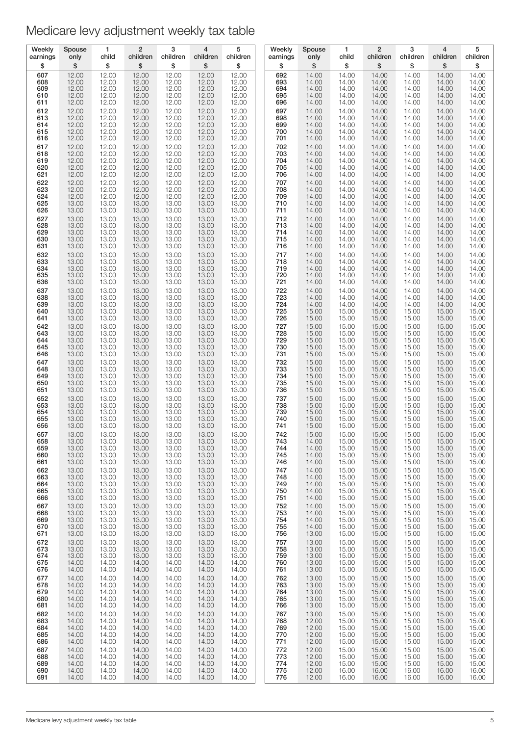# Medicare levy adjustment weekly tax table

| Weekly earnings | Spouse only | 1 child | 2 children | 3 children | 4 children | 5 children |
|---|---|---|---|---|---|---|
| $ | $ | $ | $ | $ | $ | $ |
| 607 | 12.00 | 12.00 | 12.00 | 12.00 | 12.00 | 12.00 |
| 608 | 12.00 | 12.00 | 12.00 | 12.00 | 12.00 | 12.00 |
| 609 | 12.00 | 12.00 | 12.00 | 12.00 | 12.00 | 12.00 |
| 610 | 12.00 | 12.00 | 12.00 | 12.00 | 12.00 | 12.00 |
| 611 | 12.00 | 12.00 | 12.00 | 12.00 | 12.00 | 12.00 |
| 612 | 12.00 | 12.00 | 12.00 | 12.00 | 12.00 | 12.00 |
| 613 | 12.00 | 12.00 | 12.00 | 12.00 | 12.00 | 12.00 |
| 614 | 12.00 | 12.00 | 12.00 | 12.00 | 12.00 | 12.00 |
| 615 | 12.00 | 12.00 | 12.00 | 12.00 | 12.00 | 12.00 |
| 616 | 12.00 | 12.00 | 12.00 | 12.00 | 12.00 | 12.00 |
| 617 | 12.00 | 12.00 | 12.00 | 12.00 | 12.00 | 12.00 |
| 618 | 12.00 | 12.00 | 12.00 | 12.00 | 12.00 | 12.00 |
| 619 | 12.00 | 12.00 | 12.00 | 12.00 | 12.00 | 12.00 |
| 620 | 12.00 | 12.00 | 12.00 | 12.00 | 12.00 | 12.00 |
| 621 | 12.00 | 12.00 | 12.00 | 12.00 | 12.00 | 12.00 |
| 622 | 12.00 | 12.00 | 12.00 | 12.00 | 12.00 | 12.00 |
| 623 | 12.00 | 12.00 | 12.00 | 12.00 | 12.00 | 12.00 |
| 624 | 12.00 | 12.00 | 12.00 | 12.00 | 12.00 | 12.00 |
| 625 | 13.00 | 13.00 | 13.00 | 13.00 | 13.00 | 13.00 |
| 626 | 13.00 | 13.00 | 13.00 | 13.00 | 13.00 | 13.00 |
| 627 | 13.00 | 13.00 | 13.00 | 13.00 | 13.00 | 13.00 |
| 628 | 13.00 | 13.00 | 13.00 | 13.00 | 13.00 | 13.00 |
| 629 | 13.00 | 13.00 | 13.00 | 13.00 | 13.00 | 13.00 |
| 630 | 13.00 | 13.00 | 13.00 | 13.00 | 13.00 | 13.00 |
| 631 | 13.00 | 13.00 | 13.00 | 13.00 | 13.00 | 13.00 |
| 632 | 13.00 | 13.00 | 13.00 | 13.00 | 13.00 | 13.00 |
| 633 | 13.00 | 13.00 | 13.00 | 13.00 | 13.00 | 13.00 |
| 634 | 13.00 | 13.00 | 13.00 | 13.00 | 13.00 | 13.00 |
| 635 | 13.00 | 13.00 | 13.00 | 13.00 | 13.00 | 13.00 |
| 636 | 13.00 | 13.00 | 13.00 | 13.00 | 13.00 | 13.00 |
| 637 | 13.00 | 13.00 | 13.00 | 13.00 | 13.00 | 13.00 |
| 638 | 13.00 | 13.00 | 13.00 | 13.00 | 13.00 | 13.00 |
| 639 | 13.00 | 13.00 | 13.00 | 13.00 | 13.00 | 13.00 |
| 640 | 13.00 | 13.00 | 13.00 | 13.00 | 13.00 | 13.00 |
| 641 | 13.00 | 13.00 | 13.00 | 13.00 | 13.00 | 13.00 |
| 642 | 13.00 | 13.00 | 13.00 | 13.00 | 13.00 | 13.00 |
| 643 | 13.00 | 13.00 | 13.00 | 13.00 | 13.00 | 13.00 |
| 644 | 13.00 | 13.00 | 13.00 | 13.00 | 13.00 | 13.00 |
| 645 | 13.00 | 13.00 | 13.00 | 13.00 | 13.00 | 13.00 |
| 646 | 13.00 | 13.00 | 13.00 | 13.00 | 13.00 | 13.00 |
| 647 | 13.00 | 13.00 | 13.00 | 13.00 | 13.00 | 13.00 |
| 648 | 13.00 | 13.00 | 13.00 | 13.00 | 13.00 | 13.00 |
| 649 | 13.00 | 13.00 | 13.00 | 13.00 | 13.00 | 13.00 |
| 650 | 13.00 | 13.00 | 13.00 | 13.00 | 13.00 | 13.00 |
| 651 | 13.00 | 13.00 | 13.00 | 13.00 | 13.00 | 13.00 |
| 652 | 13.00 | 13.00 | 13.00 | 13.00 | 13.00 | 13.00 |
| 653 | 13.00 | 13.00 | 13.00 | 13.00 | 13.00 | 13.00 |
| 654 | 13.00 | 13.00 | 13.00 | 13.00 | 13.00 | 13.00 |
| 655 | 13.00 | 13.00 | 13.00 | 13.00 | 13.00 | 13.00 |
| 656 | 13.00 | 13.00 | 13.00 | 13.00 | 13.00 | 13.00 |
| 657 | 13.00 | 13.00 | 13.00 | 13.00 | 13.00 | 13.00 |
| 658 | 13.00 | 13.00 | 13.00 | 13.00 | 13.00 | 13.00 |
| 659 | 13.00 | 13.00 | 13.00 | 13.00 | 13.00 | 13.00 |
| 660 | 13.00 | 13.00 | 13.00 | 13.00 | 13.00 | 13.00 |
| 661 | 13.00 | 13.00 | 13.00 | 13.00 | 13.00 | 13.00 |
| 662 | 13.00 | 13.00 | 13.00 | 13.00 | 13.00 | 13.00 |
| 663 | 13.00 | 13.00 | 13.00 | 13.00 | 13.00 | 13.00 |
| 664 | 13.00 | 13.00 | 13.00 | 13.00 | 13.00 | 13.00 |
| 665 | 13.00 | 13.00 | 13.00 | 13.00 | 13.00 | 13.00 |
| 666 | 13.00 | 13.00 | 13.00 | 13.00 | 13.00 | 13.00 |
| 667 | 13.00 | 13.00 | 13.00 | 13.00 | 13.00 | 13.00 |
| 668 | 13.00 | 13.00 | 13.00 | 13.00 | 13.00 | 13.00 |
| 669 | 13.00 | 13.00 | 13.00 | 13.00 | 13.00 | 13.00 |
| 670 | 13.00 | 13.00 | 13.00 | 13.00 | 13.00 | 13.00 |
| 671 | 13.00 | 13.00 | 13.00 | 13.00 | 13.00 | 13.00 |
| 672 | 13.00 | 13.00 | 13.00 | 13.00 | 13.00 | 13.00 |
| 673 | 13.00 | 13.00 | 13.00 | 13.00 | 13.00 | 13.00 |
| 674 | 13.00 | 13.00 | 13.00 | 13.00 | 13.00 | 13.00 |
| 675 | 14.00 | 14.00 | 14.00 | 14.00 | 14.00 | 14.00 |
| 676 | 14.00 | 14.00 | 14.00 | 14.00 | 14.00 | 14.00 |
| 677 | 14.00 | 14.00 | 14.00 | 14.00 | 14.00 | 14.00 |
| 678 | 14.00 | 14.00 | 14.00 | 14.00 | 14.00 | 14.00 |
| 679 | 14.00 | 14.00 | 14.00 | 14.00 | 14.00 | 14.00 |
| 680 | 14.00 | 14.00 | 14.00 | 14.00 | 14.00 | 14.00 |
| 681 | 14.00 | 14.00 | 14.00 | 14.00 | 14.00 | 14.00 |
| 682 | 14.00 | 14.00 | 14.00 | 14.00 | 14.00 | 14.00 |
| 683 | 14.00 | 14.00 | 14.00 | 14.00 | 14.00 | 14.00 |
| 684 | 14.00 | 14.00 | 14.00 | 14.00 | 14.00 | 14.00 |
| 685 | 14.00 | 14.00 | 14.00 | 14.00 | 14.00 | 14.00 |
| 686 | 14.00 | 14.00 | 14.00 | 14.00 | 14.00 | 14.00 |
| 687 | 14.00 | 14.00 | 14.00 | 14.00 | 14.00 | 14.00 |
| 688 | 14.00 | 14.00 | 14.00 | 14.00 | 14.00 | 14.00 |
| 689 | 14.00 | 14.00 | 14.00 | 14.00 | 14.00 | 14.00 |
| 690 | 14.00 | 14.00 | 14.00 | 14.00 | 14.00 | 14.00 |
| 691 | 14.00 | 14.00 | 14.00 | 14.00 | 14.00 | 14.00 |
| 692 | 14.00 | 14.00 | 14.00 | 14.00 | 14.00 | 14.00 |
| 693 | 14.00 | 14.00 | 14.00 | 14.00 | 14.00 | 14.00 |
| 694 | 14.00 | 14.00 | 14.00 | 14.00 | 14.00 | 14.00 |
| 695 | 14.00 | 14.00 | 14.00 | 14.00 | 14.00 | 14.00 |
| 696 | 14.00 | 14.00 | 14.00 | 14.00 | 14.00 | 14.00 |
| 697 | 14.00 | 14.00 | 14.00 | 14.00 | 14.00 | 14.00 |
| 698 | 14.00 | 14.00 | 14.00 | 14.00 | 14.00 | 14.00 |
| 699 | 14.00 | 14.00 | 14.00 | 14.00 | 14.00 | 14.00 |
| 700 | 14.00 | 14.00 | 14.00 | 14.00 | 14.00 | 14.00 |
| 701 | 14.00 | 14.00 | 14.00 | 14.00 | 14.00 | 14.00 |
| 702 | 14.00 | 14.00 | 14.00 | 14.00 | 14.00 | 14.00 |
| 703 | 14.00 | 14.00 | 14.00 | 14.00 | 14.00 | 14.00 |
| 704 | 14.00 | 14.00 | 14.00 | 14.00 | 14.00 | 14.00 |
| 705 | 14.00 | 14.00 | 14.00 | 14.00 | 14.00 | 14.00 |
| 706 | 14.00 | 14.00 | 14.00 | 14.00 | 14.00 | 14.00 |
| 707 | 14.00 | 14.00 | 14.00 | 14.00 | 14.00 | 14.00 |
| 708 | 14.00 | 14.00 | 14.00 | 14.00 | 14.00 | 14.00 |
| 709 | 14.00 | 14.00 | 14.00 | 14.00 | 14.00 | 14.00 |
| 710 | 14.00 | 14.00 | 14.00 | 14.00 | 14.00 | 14.00 |
| 711 | 14.00 | 14.00 | 14.00 | 14.00 | 14.00 | 14.00 |
| 712 | 14.00 | 14.00 | 14.00 | 14.00 | 14.00 | 14.00 |
| 713 | 14.00 | 14.00 | 14.00 | 14.00 | 14.00 | 14.00 |
| 714 | 14.00 | 14.00 | 14.00 | 14.00 | 14.00 | 14.00 |
| 715 | 14.00 | 14.00 | 14.00 | 14.00 | 14.00 | 14.00 |
| 716 | 14.00 | 14.00 | 14.00 | 14.00 | 14.00 | 14.00 |
| 717 | 14.00 | 14.00 | 14.00 | 14.00 | 14.00 | 14.00 |
| 718 | 14.00 | 14.00 | 14.00 | 14.00 | 14.00 | 14.00 |
| 719 | 14.00 | 14.00 | 14.00 | 14.00 | 14.00 | 14.00 |
| 720 | 14.00 | 14.00 | 14.00 | 14.00 | 14.00 | 14.00 |
| 721 | 14.00 | 14.00 | 14.00 | 14.00 | 14.00 | 14.00 |
| 722 | 14.00 | 14.00 | 14.00 | 14.00 | 14.00 | 14.00 |
| 723 | 14.00 | 14.00 | 14.00 | 14.00 | 14.00 | 14.00 |
| 724 | 14.00 | 14.00 | 14.00 | 14.00 | 14.00 | 14.00 |
| 725 | 15.00 | 15.00 | 15.00 | 15.00 | 15.00 | 15.00 |
| 726 | 15.00 | 15.00 | 15.00 | 15.00 | 15.00 | 15.00 |
| 727 | 15.00 | 15.00 | 15.00 | 15.00 | 15.00 | 15.00 |
| 728 | 15.00 | 15.00 | 15.00 | 15.00 | 15.00 | 15.00 |
| 729 | 15.00 | 15.00 | 15.00 | 15.00 | 15.00 | 15.00 |
| 730 | 15.00 | 15.00 | 15.00 | 15.00 | 15.00 | 15.00 |
| 731 | 15.00 | 15.00 | 15.00 | 15.00 | 15.00 | 15.00 |
| 732 | 15.00 | 15.00 | 15.00 | 15.00 | 15.00 | 15.00 |
| 733 | 15.00 | 15.00 | 15.00 | 15.00 | 15.00 | 15.00 |
| 734 | 15.00 | 15.00 | 15.00 | 15.00 | 15.00 | 15.00 |
| 735 | 15.00 | 15.00 | 15.00 | 15.00 | 15.00 | 15.00 |
| 736 | 15.00 | 15.00 | 15.00 | 15.00 | 15.00 | 15.00 |
| 737 | 15.00 | 15.00 | 15.00 | 15.00 | 15.00 | 15.00 |
| 738 | 15.00 | 15.00 | 15.00 | 15.00 | 15.00 | 15.00 |
| 739 | 15.00 | 15.00 | 15.00 | 15.00 | 15.00 | 15.00 |
| 740 | 15.00 | 15.00 | 15.00 | 15.00 | 15.00 | 15.00 |
| 741 | 15.00 | 15.00 | 15.00 | 15.00 | 15.00 | 15.00 |
| 742 | 15.00 | 15.00 | 15.00 | 15.00 | 15.00 | 15.00 |
| 743 | 14.00 | 15.00 | 15.00 | 15.00 | 15.00 | 15.00 |
| 744 | 14.00 | 15.00 | 15.00 | 15.00 | 15.00 | 15.00 |
| 745 | 14.00 | 15.00 | 15.00 | 15.00 | 15.00 | 15.00 |
| 746 | 14.00 | 15.00 | 15.00 | 15.00 | 15.00 | 15.00 |
| 747 | 14.00 | 15.00 | 15.00 | 15.00 | 15.00 | 15.00 |
| 748 | 14.00 | 15.00 | 15.00 | 15.00 | 15.00 | 15.00 |
| 749 | 14.00 | 15.00 | 15.00 | 15.00 | 15.00 | 15.00 |
| 750 | 14.00 | 15.00 | 15.00 | 15.00 | 15.00 | 15.00 |
| 751 | 14.00 | 15.00 | 15.00 | 15.00 | 15.00 | 15.00 |
| 752 | 14.00 | 15.00 | 15.00 | 15.00 | 15.00 | 15.00 |
| 753 | 14.00 | 15.00 | 15.00 | 15.00 | 15.00 | 15.00 |
| 754 | 14.00 | 15.00 | 15.00 | 15.00 | 15.00 | 15.00 |
| 755 | 14.00 | 15.00 | 15.00 | 15.00 | 15.00 | 15.00 |
| 756 | 13.00 | 15.00 | 15.00 | 15.00 | 15.00 | 15.00 |
| 757 | 13.00 | 15.00 | 15.00 | 15.00 | 15.00 | 15.00 |
| 758 | 13.00 | 15.00 | 15.00 | 15.00 | 15.00 | 15.00 |
| 759 | 13.00 | 15.00 | 15.00 | 15.00 | 15.00 | 15.00 |
| 760 | 13.00 | 15.00 | 15.00 | 15.00 | 15.00 | 15.00 |
| 761 | 13.00 | 15.00 | 15.00 | 15.00 | 15.00 | 15.00 |
| 762 | 13.00 | 15.00 | 15.00 | 15.00 | 15.00 | 15.00 |
| 763 | 13.00 | 15.00 | 15.00 | 15.00 | 15.00 | 15.00 |
| 764 | 13.00 | 15.00 | 15.00 | 15.00 | 15.00 | 15.00 |
| 765 | 13.00 | 15.00 | 15.00 | 15.00 | 15.00 | 15.00 |
| 766 | 13.00 | 15.00 | 15.00 | 15.00 | 15.00 | 15.00 |
| 767 | 13.00 | 15.00 | 15.00 | 15.00 | 15.00 | 15.00 |
| 768 | 12.00 | 15.00 | 15.00 | 15.00 | 15.00 | 15.00 |
| 769 | 12.00 | 15.00 | 15.00 | 15.00 | 15.00 | 15.00 |
| 770 | 12.00 | 15.00 | 15.00 | 15.00 | 15.00 | 15.00 |
| 771 | 12.00 | 15.00 | 15.00 | 15.00 | 15.00 | 15.00 |
| 772 | 12.00 | 15.00 | 15.00 | 15.00 | 15.00 | 15.00 |
| 773 | 12.00 | 15.00 | 15.00 | 15.00 | 15.00 | 15.00 |
| 774 | 12.00 | 15.00 | 15.00 | 15.00 | 15.00 | 15.00 |
| 775 | 12.00 | 16.00 | 16.00 | 16.00 | 16.00 | 16.00 |
| 776 | 12.00 | 16.00 | 16.00 | 16.00 | 16.00 | 16.00 |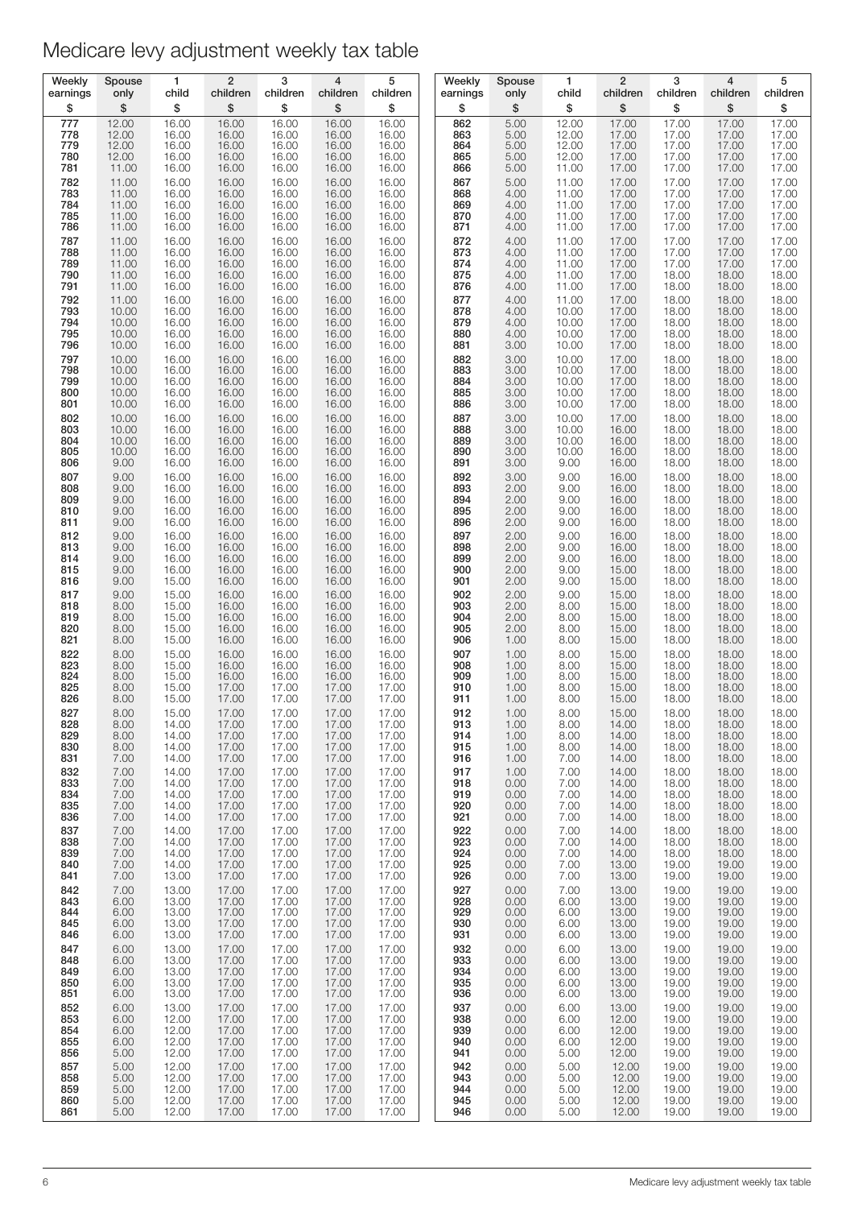# Medicare levy adjustment weekly tax table

| Weekly earnings | Spouse only | 1 child | 2 children | 3 children | 4 children | 5 children |
|---|---|---|---|---|---|---|
| $ | $ | $ | $ | $ | $ | $ |
| 777 | 12.00 | 16.00 | 16.00 | 16.00 | 16.00 | 16.00 |
| 778 | 12.00 | 16.00 | 16.00 | 16.00 | 16.00 | 16.00 |
| 779 | 12.00 | 16.00 | 16.00 | 16.00 | 16.00 | 16.00 |
| 780 | 12.00 | 16.00 | 16.00 | 16.00 | 16.00 | 16.00 |
| 781 | 11.00 | 16.00 | 16.00 | 16.00 | 16.00 | 16.00 |
| 782 | 11.00 | 16.00 | 16.00 | 16.00 | 16.00 | 16.00 |
| 783 | 11.00 | 16.00 | 16.00 | 16.00 | 16.00 | 16.00 |
| 784 | 11.00 | 16.00 | 16.00 | 16.00 | 16.00 | 16.00 |
| 785 | 11.00 | 16.00 | 16.00 | 16.00 | 16.00 | 16.00 |
| 786 | 11.00 | 16.00 | 16.00 | 16.00 | 16.00 | 16.00 |
| 787 | 11.00 | 16.00 | 16.00 | 16.00 | 16.00 | 16.00 |
| 788 | 11.00 | 16.00 | 16.00 | 16.00 | 16.00 | 16.00 |
| 789 | 11.00 | 16.00 | 16.00 | 16.00 | 16.00 | 16.00 |
| 790 | 11.00 | 16.00 | 16.00 | 16.00 | 16.00 | 16.00 |
| 791 | 11.00 | 16.00 | 16.00 | 16.00 | 16.00 | 16.00 |
| 792 | 11.00 | 16.00 | 16.00 | 16.00 | 16.00 | 16.00 |
| 793 | 10.00 | 16.00 | 16.00 | 16.00 | 16.00 | 16.00 |
| 794 | 10.00 | 16.00 | 16.00 | 16.00 | 16.00 | 16.00 |
| 795 | 10.00 | 16.00 | 16.00 | 16.00 | 16.00 | 16.00 |
| 796 | 10.00 | 16.00 | 16.00 | 16.00 | 16.00 | 16.00 |
| 797 | 10.00 | 16.00 | 16.00 | 16.00 | 16.00 | 16.00 |
| 798 | 10.00 | 16.00 | 16.00 | 16.00 | 16.00 | 16.00 |
| 799 | 10.00 | 16.00 | 16.00 | 16.00 | 16.00 | 16.00 |
| 800 | 10.00 | 16.00 | 16.00 | 16.00 | 16.00 | 16.00 |
| 801 | 10.00 | 16.00 | 16.00 | 16.00 | 16.00 | 16.00 |
| 802 | 10.00 | 16.00 | 16.00 | 16.00 | 16.00 | 16.00 |
| 803 | 10.00 | 16.00 | 16.00 | 16.00 | 16.00 | 16.00 |
| 804 | 10.00 | 16.00 | 16.00 | 16.00 | 16.00 | 16.00 |
| 805 | 10.00 | 16.00 | 16.00 | 16.00 | 16.00 | 16.00 |
| 806 | 9.00 | 16.00 | 16.00 | 16.00 | 16.00 | 16.00 |
| 807 | 9.00 | 16.00 | 16.00 | 16.00 | 16.00 | 16.00 |
| 808 | 9.00 | 16.00 | 16.00 | 16.00 | 16.00 | 16.00 |
| 809 | 9.00 | 16.00 | 16.00 | 16.00 | 16.00 | 16.00 |
| 810 | 9.00 | 16.00 | 16.00 | 16.00 | 16.00 | 16.00 |
| 811 | 9.00 | 16.00 | 16.00 | 16.00 | 16.00 | 16.00 |
| 812 | 9.00 | 16.00 | 16.00 | 16.00 | 16.00 | 16.00 |
| 813 | 9.00 | 16.00 | 16.00 | 16.00 | 16.00 | 16.00 |
| 814 | 9.00 | 16.00 | 16.00 | 16.00 | 16.00 | 16.00 |
| 815 | 9.00 | 16.00 | 16.00 | 16.00 | 16.00 | 16.00 |
| 816 | 9.00 | 15.00 | 16.00 | 16.00 | 16.00 | 16.00 |
| 817 | 9.00 | 15.00 | 16.00 | 16.00 | 16.00 | 16.00 |
| 818 | 8.00 | 15.00 | 16.00 | 16.00 | 16.00 | 16.00 |
| 819 | 8.00 | 15.00 | 16.00 | 16.00 | 16.00 | 16.00 |
| 820 | 8.00 | 15.00 | 16.00 | 16.00 | 16.00 | 16.00 |
| 821 | 8.00 | 15.00 | 16.00 | 16.00 | 16.00 | 16.00 |
| 822 | 8.00 | 15.00 | 16.00 | 16.00 | 16.00 | 16.00 |
| 823 | 8.00 | 15.00 | 16.00 | 16.00 | 16.00 | 16.00 |
| 824 | 8.00 | 15.00 | 16.00 | 16.00 | 16.00 | 16.00 |
| 825 | 8.00 | 15.00 | 17.00 | 17.00 | 17.00 | 17.00 |
| 826 | 8.00 | 15.00 | 17.00 | 17.00 | 17.00 | 17.00 |
| 827 | 8.00 | 15.00 | 17.00 | 17.00 | 17.00 | 17.00 |
| 828 | 8.00 | 14.00 | 17.00 | 17.00 | 17.00 | 17.00 |
| 829 | 8.00 | 14.00 | 17.00 | 17.00 | 17.00 | 17.00 |
| 830 | 8.00 | 14.00 | 17.00 | 17.00 | 17.00 | 17.00 |
| 831 | 7.00 | 14.00 | 17.00 | 17.00 | 17.00 | 17.00 |
| 832 | 7.00 | 14.00 | 17.00 | 17.00 | 17.00 | 17.00 |
| 833 | 7.00 | 14.00 | 17.00 | 17.00 | 17.00 | 17.00 |
| 834 | 7.00 | 14.00 | 17.00 | 17.00 | 17.00 | 17.00 |
| 835 | 7.00 | 14.00 | 17.00 | 17.00 | 17.00 | 17.00 |
| 836 | 7.00 | 14.00 | 17.00 | 17.00 | 17.00 | 17.00 |
| 837 | 7.00 | 14.00 | 17.00 | 17.00 | 17.00 | 17.00 |
| 838 | 7.00 | 14.00 | 17.00 | 17.00 | 17.00 | 17.00 |
| 839 | 7.00 | 14.00 | 17.00 | 17.00 | 17.00 | 17.00 |
| 840 | 7.00 | 14.00 | 17.00 | 17.00 | 17.00 | 17.00 |
| 841 | 7.00 | 13.00 | 17.00 | 17.00 | 17.00 | 17.00 |
| 842 | 7.00 | 13.00 | 17.00 | 17.00 | 17.00 | 17.00 |
| 843 | 6.00 | 13.00 | 17.00 | 17.00 | 17.00 | 17.00 |
| 844 | 6.00 | 13.00 | 17.00 | 17.00 | 17.00 | 17.00 |
| 845 | 6.00 | 13.00 | 17.00 | 17.00 | 17.00 | 17.00 |
| 846 | 6.00 | 13.00 | 17.00 | 17.00 | 17.00 | 17.00 |
| 847 | 6.00 | 13.00 | 17.00 | 17.00 | 17.00 | 17.00 |
| 848 | 6.00 | 13.00 | 17.00 | 17.00 | 17.00 | 17.00 |
| 849 | 6.00 | 13.00 | 17.00 | 17.00 | 17.00 | 17.00 |
| 850 | 6.00 | 13.00 | 17.00 | 17.00 | 17.00 | 17.00 |
| 851 | 6.00 | 13.00 | 17.00 | 17.00 | 17.00 | 17.00 |
| 852 | 6.00 | 13.00 | 17.00 | 17.00 | 17.00 | 17.00 |
| 853 | 6.00 | 12.00 | 17.00 | 17.00 | 17.00 | 17.00 |
| 854 | 6.00 | 12.00 | 17.00 | 17.00 | 17.00 | 17.00 |
| 855 | 6.00 | 12.00 | 17.00 | 17.00 | 17.00 | 17.00 |
| 856 | 5.00 | 12.00 | 17.00 | 17.00 | 17.00 | 17.00 |
| 857 | 5.00 | 12.00 | 17.00 | 17.00 | 17.00 | 17.00 |
| 858 | 5.00 | 12.00 | 17.00 | 17.00 | 17.00 | 17.00 |
| 859 | 5.00 | 12.00 | 17.00 | 17.00 | 17.00 | 17.00 |
| 860 | 5.00 | 12.00 | 17.00 | 17.00 | 17.00 | 17.00 |
| 861 | 5.00 | 12.00 | 17.00 | 17.00 | 17.00 | 17.00 |
| 862 | 5.00 | 12.00 | 17.00 | 17.00 | 17.00 | 17.00 |
| 863 | 5.00 | 12.00 | 17.00 | 17.00 | 17.00 | 17.00 |
| 864 | 5.00 | 12.00 | 17.00 | 17.00 | 17.00 | 17.00 |
| 865 | 5.00 | 12.00 | 17.00 | 17.00 | 17.00 | 17.00 |
| 866 | 5.00 | 11.00 | 17.00 | 17.00 | 17.00 | 17.00 |
| 867 | 5.00 | 11.00 | 17.00 | 17.00 | 17.00 | 17.00 |
| 868 | 4.00 | 11.00 | 17.00 | 17.00 | 17.00 | 17.00 |
| 869 | 4.00 | 11.00 | 17.00 | 17.00 | 17.00 | 17.00 |
| 870 | 4.00 | 11.00 | 17.00 | 17.00 | 17.00 | 17.00 |
| 871 | 4.00 | 11.00 | 17.00 | 17.00 | 17.00 | 17.00 |
| 872 | 4.00 | 11.00 | 17.00 | 17.00 | 17.00 | 17.00 |
| 873 | 4.00 | 11.00 | 17.00 | 17.00 | 17.00 | 17.00 |
| 874 | 4.00 | 11.00 | 17.00 | 17.00 | 17.00 | 17.00 |
| 875 | 4.00 | 11.00 | 17.00 | 18.00 | 18.00 | 18.00 |
| 876 | 4.00 | 11.00 | 17.00 | 18.00 | 18.00 | 18.00 |
| 877 | 4.00 | 11.00 | 17.00 | 18.00 | 18.00 | 18.00 |
| 878 | 4.00 | 10.00 | 17.00 | 18.00 | 18.00 | 18.00 |
| 879 | 4.00 | 10.00 | 17.00 | 18.00 | 18.00 | 18.00 |
| 880 | 4.00 | 10.00 | 17.00 | 18.00 | 18.00 | 18.00 |
| 881 | 3.00 | 10.00 | 17.00 | 18.00 | 18.00 | 18.00 |
| 882 | 3.00 | 10.00 | 17.00 | 18.00 | 18.00 | 18.00 |
| 883 | 3.00 | 10.00 | 17.00 | 18.00 | 18.00 | 18.00 |
| 884 | 3.00 | 10.00 | 17.00 | 18.00 | 18.00 | 18.00 |
| 885 | 3.00 | 10.00 | 17.00 | 18.00 | 18.00 | 18.00 |
| 886 | 3.00 | 10.00 | 17.00 | 18.00 | 18.00 | 18.00 |
| 887 | 3.00 | 10.00 | 17.00 | 18.00 | 18.00 | 18.00 |
| 888 | 3.00 | 10.00 | 16.00 | 18.00 | 18.00 | 18.00 |
| 889 | 3.00 | 10.00 | 16.00 | 18.00 | 18.00 | 18.00 |
| 890 | 3.00 | 10.00 | 16.00 | 18.00 | 18.00 | 18.00 |
| 891 | 3.00 | 9.00 | 16.00 | 18.00 | 18.00 | 18.00 |
| 892 | 3.00 | 9.00 | 16.00 | 18.00 | 18.00 | 18.00 |
| 893 | 2.00 | 9.00 | 16.00 | 18.00 | 18.00 | 18.00 |
| 894 | 2.00 | 9.00 | 16.00 | 18.00 | 18.00 | 18.00 |
| 895 | 2.00 | 9.00 | 16.00 | 18.00 | 18.00 | 18.00 |
| 896 | 2.00 | 9.00 | 16.00 | 18.00 | 18.00 | 18.00 |
| 897 | 2.00 | 9.00 | 16.00 | 18.00 | 18.00 | 18.00 |
| 898 | 2.00 | 9.00 | 16.00 | 18.00 | 18.00 | 18.00 |
| 899 | 2.00 | 9.00 | 16.00 | 18.00 | 18.00 | 18.00 |
| 900 | 2.00 | 9.00 | 15.00 | 18.00 | 18.00 | 18.00 |
| 901 | 2.00 | 9.00 | 15.00 | 18.00 | 18.00 | 18.00 |
| 902 | 2.00 | 9.00 | 15.00 | 18.00 | 18.00 | 18.00 |
| 903 | 2.00 | 8.00 | 15.00 | 18.00 | 18.00 | 18.00 |
| 904 | 2.00 | 8.00 | 15.00 | 18.00 | 18.00 | 18.00 |
| 905 | 2.00 | 8.00 | 15.00 | 18.00 | 18.00 | 18.00 |
| 906 | 1.00 | 8.00 | 15.00 | 18.00 | 18.00 | 18.00 |
| 907 | 1.00 | 8.00 | 15.00 | 18.00 | 18.00 | 18.00 |
| 908 | 1.00 | 8.00 | 15.00 | 18.00 | 18.00 | 18.00 |
| 909 | 1.00 | 8.00 | 15.00 | 18.00 | 18.00 | 18.00 |
| 910 | 1.00 | 8.00 | 15.00 | 18.00 | 18.00 | 18.00 |
| 911 | 1.00 | 8.00 | 15.00 | 18.00 | 18.00 | 18.00 |
| 912 | 1.00 | 8.00 | 15.00 | 18.00 | 18.00 | 18.00 |
| 913 | 1.00 | 8.00 | 14.00 | 18.00 | 18.00 | 18.00 |
| 914 | 1.00 | 8.00 | 14.00 | 18.00 | 18.00 | 18.00 |
| 915 | 1.00 | 8.00 | 14.00 | 18.00 | 18.00 | 18.00 |
| 916 | 1.00 | 7.00 | 14.00 | 18.00 | 18.00 | 18.00 |
| 917 | 1.00 | 7.00 | 14.00 | 18.00 | 18.00 | 18.00 |
| 918 | 0.00 | 7.00 | 14.00 | 18.00 | 18.00 | 18.00 |
| 919 | 0.00 | 7.00 | 14.00 | 18.00 | 18.00 | 18.00 |
| 920 | 0.00 | 7.00 | 14.00 | 18.00 | 18.00 | 18.00 |
| 921 | 0.00 | 7.00 | 14.00 | 18.00 | 18.00 | 18.00 |
| 922 | 0.00 | 7.00 | 14.00 | 18.00 | 18.00 | 18.00 |
| 923 | 0.00 | 7.00 | 14.00 | 18.00 | 18.00 | 18.00 |
| 924 | 0.00 | 7.00 | 14.00 | 18.00 | 18.00 | 18.00 |
| 925 | 0.00 | 7.00 | 13.00 | 19.00 | 19.00 | 19.00 |
| 926 | 0.00 | 7.00 | 13.00 | 19.00 | 19.00 | 19.00 |
| 927 | 0.00 | 7.00 | 13.00 | 19.00 | 19.00 | 19.00 |
| 928 | 0.00 | 6.00 | 13.00 | 19.00 | 19.00 | 19.00 |
| 929 | 0.00 | 6.00 | 13.00 | 19.00 | 19.00 | 19.00 |
| 930 | 0.00 | 6.00 | 13.00 | 19.00 | 19.00 | 19.00 |
| 931 | 0.00 | 6.00 | 13.00 | 19.00 | 19.00 | 19.00 |
| 932 | 0.00 | 6.00 | 13.00 | 19.00 | 19.00 | 19.00 |
| 933 | 0.00 | 6.00 | 13.00 | 19.00 | 19.00 | 19.00 |
| 934 | 0.00 | 6.00 | 13.00 | 19.00 | 19.00 | 19.00 |
| 935 | 0.00 | 6.00 | 13.00 | 19.00 | 19.00 | 19.00 |
| 936 | 0.00 | 6.00 | 13.00 | 19.00 | 19.00 | 19.00 |
| 937 | 0.00 | 6.00 | 13.00 | 19.00 | 19.00 | 19.00 |
| 938 | 0.00 | 6.00 | 12.00 | 19.00 | 19.00 | 19.00 |
| 939 | 0.00 | 6.00 | 12.00 | 19.00 | 19.00 | 19.00 |
| 940 | 0.00 | 6.00 | 12.00 | 19.00 | 19.00 | 19.00 |
| 941 | 0.00 | 5.00 | 12.00 | 19.00 | 19.00 | 19.00 |
| 942 | 0.00 | 5.00 | 12.00 | 19.00 | 19.00 | 19.00 |
| 943 | 0.00 | 5.00 | 12.00 | 19.00 | 19.00 | 19.00 |
| 944 | 0.00 | 5.00 | 12.00 | 19.00 | 19.00 | 19.00 |
| 945 | 0.00 | 5.00 | 12.00 | 19.00 | 19.00 | 19.00 |
| 946 | 0.00 | 5.00 | 12.00 | 19.00 | 19.00 | 19.00 |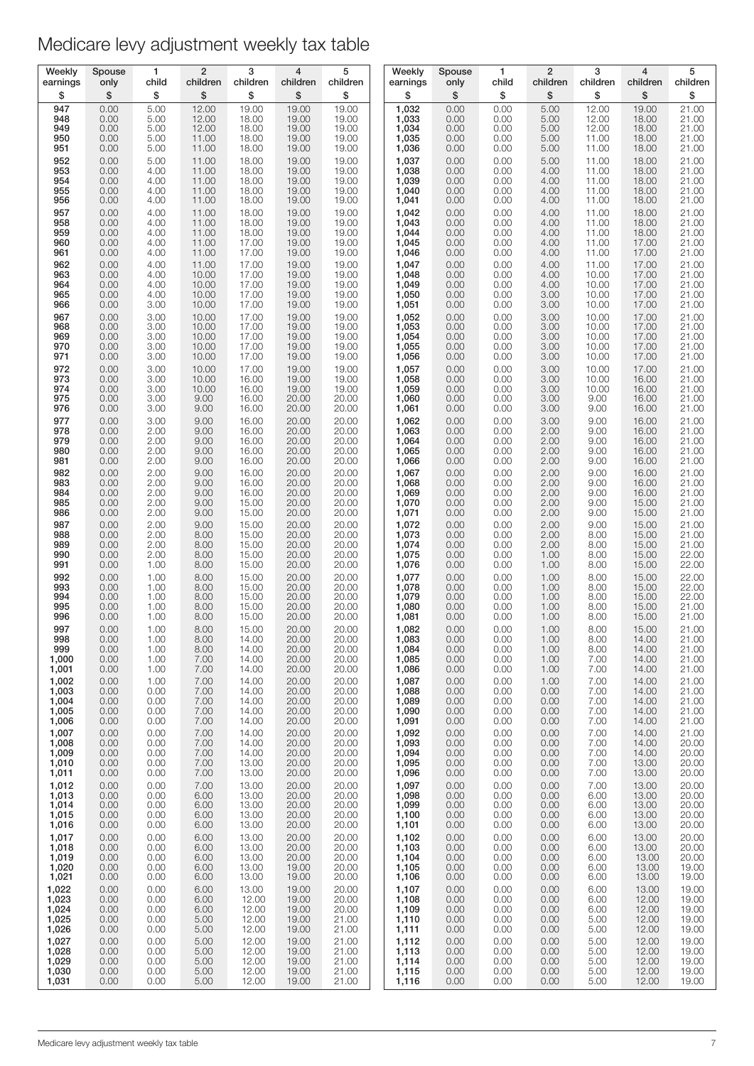# Medicare levy adjustment weekly tax table

| Weekly earnings | Spouse only | 1 child | 2 children | 3 children | 4 children | 5 children |
|---|---|---|---|---|---|---|
| $ | $ | $ | $ | $ | $ | $ |
| 947 | 0.00 | 5.00 | 12.00 | 19.00 | 19.00 | 19.00 |
| 948 | 0.00 | 5.00 | 12.00 | 18.00 | 19.00 | 19.00 |
| 949 | 0.00 | 5.00 | 12.00 | 18.00 | 19.00 | 19.00 |
| 950 | 0.00 | 5.00 | 11.00 | 18.00 | 19.00 | 19.00 |
| 951 | 0.00 | 5.00 | 11.00 | 18.00 | 19.00 | 19.00 |
| 952 | 0.00 | 5.00 | 11.00 | 18.00 | 19.00 | 19.00 |
| 953 | 0.00 | 4.00 | 11.00 | 18.00 | 19.00 | 19.00 |
| 954 | 0.00 | 4.00 | 11.00 | 18.00 | 19.00 | 19.00 |
| 955 | 0.00 | 4.00 | 11.00 | 18.00 | 19.00 | 19.00 |
| 956 | 0.00 | 4.00 | 11.00 | 18.00 | 19.00 | 19.00 |
| 957 | 0.00 | 4.00 | 11.00 | 18.00 | 19.00 | 19.00 |
| 958 | 0.00 | 4.00 | 11.00 | 18.00 | 19.00 | 19.00 |
| 959 | 0.00 | 4.00 | 11.00 | 18.00 | 19.00 | 19.00 |
| 960 | 0.00 | 4.00 | 11.00 | 17.00 | 19.00 | 19.00 |
| 961 | 0.00 | 4.00 | 11.00 | 17.00 | 19.00 | 19.00 |
| 962 | 0.00 | 4.00 | 11.00 | 17.00 | 19.00 | 19.00 |
| 963 | 0.00 | 4.00 | 10.00 | 17.00 | 19.00 | 19.00 |
| 964 | 0.00 | 4.00 | 10.00 | 17.00 | 19.00 | 19.00 |
| 965 | 0.00 | 4.00 | 10.00 | 17.00 | 19.00 | 19.00 |
| 966 | 0.00 | 3.00 | 10.00 | 17.00 | 19.00 | 19.00 |
| 967 | 0.00 | 3.00 | 10.00 | 17.00 | 19.00 | 19.00 |
| 968 | 0.00 | 3.00 | 10.00 | 17.00 | 19.00 | 19.00 |
| 969 | 0.00 | 3.00 | 10.00 | 17.00 | 19.00 | 19.00 |
| 970 | 0.00 | 3.00 | 10.00 | 17.00 | 19.00 | 19.00 |
| 971 | 0.00 | 3.00 | 10.00 | 17.00 | 19.00 | 19.00 |
| 972 | 0.00 | 3.00 | 10.00 | 17.00 | 19.00 | 19.00 |
| 973 | 0.00 | 3.00 | 10.00 | 16.00 | 19.00 | 19.00 |
| 974 | 0.00 | 3.00 | 10.00 | 16.00 | 19.00 | 19.00 |
| 975 | 0.00 | 3.00 | 9.00 | 16.00 | 20.00 | 20.00 |
| 976 | 0.00 | 3.00 | 9.00 | 16.00 | 20.00 | 20.00 |
| 977 | 0.00 | 3.00 | 9.00 | 16.00 | 20.00 | 20.00 |
| 978 | 0.00 | 2.00 | 9.00 | 16.00 | 20.00 | 20.00 |
| 979 | 0.00 | 2.00 | 9.00 | 16.00 | 20.00 | 20.00 |
| 980 | 0.00 | 2.00 | 9.00 | 16.00 | 20.00 | 20.00 |
| 981 | 0.00 | 2.00 | 9.00 | 16.00 | 20.00 | 20.00 |
| 982 | 0.00 | 2.00 | 9.00 | 16.00 | 20.00 | 20.00 |
| 983 | 0.00 | 2.00 | 9.00 | 16.00 | 20.00 | 20.00 |
| 984 | 0.00 | 2.00 | 9.00 | 16.00 | 20.00 | 20.00 |
| 985 | 0.00 | 2.00 | 9.00 | 15.00 | 20.00 | 20.00 |
| 986 | 0.00 | 2.00 | 9.00 | 15.00 | 20.00 | 20.00 |
| 987 | 0.00 | 2.00 | 9.00 | 15.00 | 20.00 | 20.00 |
| 988 | 0.00 | 2.00 | 8.00 | 15.00 | 20.00 | 20.00 |
| 989 | 0.00 | 2.00 | 8.00 | 15.00 | 20.00 | 20.00 |
| 990 | 0.00 | 2.00 | 8.00 | 15.00 | 20.00 | 20.00 |
| 991 | 0.00 | 1.00 | 8.00 | 15.00 | 20.00 | 20.00 |
| 992 | 0.00 | 1.00 | 8.00 | 15.00 | 20.00 | 20.00 |
| 993 | 0.00 | 1.00 | 8.00 | 15.00 | 20.00 | 20.00 |
| 994 | 0.00 | 1.00 | 8.00 | 15.00 | 20.00 | 20.00 |
| 995 | 0.00 | 1.00 | 8.00 | 15.00 | 20.00 | 20.00 |
| 996 | 0.00 | 1.00 | 8.00 | 15.00 | 20.00 | 20.00 |
| 997 | 0.00 | 1.00 | 8.00 | 15.00 | 20.00 | 20.00 |
| 998 | 0.00 | 1.00 | 8.00 | 14.00 | 20.00 | 20.00 |
| 999 | 0.00 | 1.00 | 8.00 | 14.00 | 20.00 | 20.00 |
| 1,000 | 0.00 | 1.00 | 7.00 | 14.00 | 20.00 | 20.00 |
| 1,001 | 0.00 | 1.00 | 7.00 | 14.00 | 20.00 | 20.00 |
| 1,002 | 0.00 | 1.00 | 7.00 | 14.00 | 20.00 | 20.00 |
| 1,003 | 0.00 | 0.00 | 7.00 | 14.00 | 20.00 | 20.00 |
| 1,004 | 0.00 | 0.00 | 7.00 | 14.00 | 20.00 | 20.00 |
| 1,005 | 0.00 | 0.00 | 7.00 | 14.00 | 20.00 | 20.00 |
| 1,006 | 0.00 | 0.00 | 7.00 | 14.00 | 20.00 | 20.00 |
| 1,007 | 0.00 | 0.00 | 7.00 | 14.00 | 20.00 | 20.00 |
| 1,008 | 0.00 | 0.00 | 7.00 | 14.00 | 20.00 | 20.00 |
| 1,009 | 0.00 | 0.00 | 7.00 | 14.00 | 20.00 | 20.00 |
| 1,010 | 0.00 | 0.00 | 7.00 | 13.00 | 20.00 | 20.00 |
| 1,011 | 0.00 | 0.00 | 7.00 | 13.00 | 20.00 | 20.00 |
| 1,012 | 0.00 | 0.00 | 7.00 | 13.00 | 20.00 | 20.00 |
| 1,013 | 0.00 | 0.00 | 6.00 | 13.00 | 20.00 | 20.00 |
| 1,014 | 0.00 | 0.00 | 6.00 | 13.00 | 20.00 | 20.00 |
| 1,015 | 0.00 | 0.00 | 6.00 | 13.00 | 20.00 | 20.00 |
| 1,016 | 0.00 | 0.00 | 6.00 | 13.00 | 20.00 | 20.00 |
| 1,017 | 0.00 | 0.00 | 6.00 | 13.00 | 20.00 | 20.00 |
| 1,018 | 0.00 | 0.00 | 6.00 | 13.00 | 20.00 | 20.00 |
| 1,019 | 0.00 | 0.00 | 6.00 | 13.00 | 20.00 | 20.00 |
| 1,020 | 0.00 | 0.00 | 6.00 | 13.00 | 19.00 | 20.00 |
| 1,021 | 0.00 | 0.00 | 6.00 | 13.00 | 19.00 | 20.00 |
| 1,022 | 0.00 | 0.00 | 6.00 | 13.00 | 19.00 | 20.00 |
| 1,023 | 0.00 | 0.00 | 6.00 | 12.00 | 19.00 | 20.00 |
| 1,024 | 0.00 | 0.00 | 6.00 | 12.00 | 19.00 | 20.00 |
| 1,025 | 0.00 | 0.00 | 5.00 | 12.00 | 19.00 | 21.00 |
| 1,026 | 0.00 | 0.00 | 5.00 | 12.00 | 19.00 | 21.00 |
| 1,027 | 0.00 | 0.00 | 5.00 | 12.00 | 19.00 | 21.00 |
| 1,028 | 0.00 | 0.00 | 5.00 | 12.00 | 19.00 | 21.00 |
| 1,029 | 0.00 | 0.00 | 5.00 | 12.00 | 19.00 | 21.00 |
| 1,030 | 0.00 | 0.00 | 5.00 | 12.00 | 19.00 | 21.00 |
| 1,031 | 0.00 | 0.00 | 5.00 | 12.00 | 19.00 | 21.00 |
| 1,032 | 0.00 | 0.00 | 5.00 | 12.00 | 19.00 | 21.00 |
| 1,033 | 0.00 | 0.00 | 5.00 | 12.00 | 18.00 | 21.00 |
| 1,034 | 0.00 | 0.00 | 5.00 | 12.00 | 18.00 | 21.00 |
| 1,035 | 0.00 | 0.00 | 5.00 | 11.00 | 18.00 | 21.00 |
| 1,036 | 0.00 | 0.00 | 5.00 | 11.00 | 18.00 | 21.00 |
| 1,037 | 0.00 | 0.00 | 5.00 | 11.00 | 18.00 | 21.00 |
| 1,038 | 0.00 | 0.00 | 4.00 | 11.00 | 18.00 | 21.00 |
| 1,039 | 0.00 | 0.00 | 4.00 | 11.00 | 18.00 | 21.00 |
| 1,040 | 0.00 | 0.00 | 4.00 | 11.00 | 18.00 | 21.00 |
| 1,041 | 0.00 | 0.00 | 4.00 | 11.00 | 18.00 | 21.00 |
| 1,042 | 0.00 | 0.00 | 4.00 | 11.00 | 18.00 | 21.00 |
| 1,043 | 0.00 | 0.00 | 4.00 | 11.00 | 18.00 | 21.00 |
| 1,044 | 0.00 | 0.00 | 4.00 | 11.00 | 18.00 | 21.00 |
| 1,045 | 0.00 | 0.00 | 4.00 | 11.00 | 17.00 | 21.00 |
| 1,046 | 0.00 | 0.00 | 4.00 | 11.00 | 17.00 | 21.00 |
| 1,047 | 0.00 | 0.00 | 4.00 | 11.00 | 17.00 | 21.00 |
| 1,048 | 0.00 | 0.00 | 4.00 | 10.00 | 17.00 | 21.00 |
| 1,049 | 0.00 | 0.00 | 4.00 | 10.00 | 17.00 | 21.00 |
| 1,050 | 0.00 | 0.00 | 3.00 | 10.00 | 17.00 | 21.00 |
| 1,051 | 0.00 | 0.00 | 3.00 | 10.00 | 17.00 | 21.00 |
| 1,052 | 0.00 | 0.00 | 3.00 | 10.00 | 17.00 | 21.00 |
| 1,053 | 0.00 | 0.00 | 3.00 | 10.00 | 17.00 | 21.00 |
| 1,054 | 0.00 | 0.00 | 3.00 | 10.00 | 17.00 | 21.00 |
| 1,055 | 0.00 | 0.00 | 3.00 | 10.00 | 17.00 | 21.00 |
| 1,056 | 0.00 | 0.00 | 3.00 | 10.00 | 17.00 | 21.00 |
| 1,057 | 0.00 | 0.00 | 3.00 | 10.00 | 17.00 | 21.00 |
| 1,058 | 0.00 | 0.00 | 3.00 | 10.00 | 16.00 | 21.00 |
| 1,059 | 0.00 | 0.00 | 3.00 | 10.00 | 16.00 | 21.00 |
| 1,060 | 0.00 | 0.00 | 3.00 | 9.00 | 16.00 | 21.00 |
| 1,061 | 0.00 | 0.00 | 3.00 | 9.00 | 16.00 | 21.00 |
| 1,062 | 0.00 | 0.00 | 3.00 | 9.00 | 16.00 | 21.00 |
| 1,063 | 0.00 | 0.00 | 2.00 | 9.00 | 16.00 | 21.00 |
| 1,064 | 0.00 | 0.00 | 2.00 | 9.00 | 16.00 | 21.00 |
| 1,065 | 0.00 | 0.00 | 2.00 | 9.00 | 16.00 | 21.00 |
| 1,066 | 0.00 | 0.00 | 2.00 | 9.00 | 16.00 | 21.00 |
| 1,067 | 0.00 | 0.00 | 2.00 | 9.00 | 16.00 | 21.00 |
| 1,068 | 0.00 | 0.00 | 2.00 | 9.00 | 16.00 | 21.00 |
| 1,069 | 0.00 | 0.00 | 2.00 | 9.00 | 16.00 | 21.00 |
| 1,070 | 0.00 | 0.00 | 2.00 | 9.00 | 15.00 | 21.00 |
| 1,071 | 0.00 | 0.00 | 2.00 | 9.00 | 15.00 | 21.00 |
| 1,072 | 0.00 | 0.00 | 2.00 | 9.00 | 15.00 | 21.00 |
| 1,073 | 0.00 | 0.00 | 2.00 | 8.00 | 15.00 | 21.00 |
| 1,074 | 0.00 | 0.00 | 2.00 | 8.00 | 15.00 | 21.00 |
| 1,075 | 0.00 | 0.00 | 1.00 | 8.00 | 15.00 | 22.00 |
| 1,076 | 0.00 | 0.00 | 1.00 | 8.00 | 15.00 | 22.00 |
| 1,077 | 0.00 | 0.00 | 1.00 | 8.00 | 15.00 | 22.00 |
| 1,078 | 0.00 | 0.00 | 1.00 | 8.00 | 15.00 | 22.00 |
| 1,079 | 0.00 | 0.00 | 1.00 | 8.00 | 15.00 | 22.00 |
| 1,080 | 0.00 | 0.00 | 1.00 | 8.00 | 15.00 | 21.00 |
| 1,081 | 0.00 | 0.00 | 1.00 | 8.00 | 15.00 | 21.00 |
| 1,082 | 0.00 | 0.00 | 1.00 | 8.00 | 15.00 | 21.00 |
| 1,083 | 0.00 | 0.00 | 1.00 | 8.00 | 14.00 | 21.00 |
| 1,084 | 0.00 | 0.00 | 1.00 | 8.00 | 14.00 | 21.00 |
| 1,085 | 0.00 | 0.00 | 1.00 | 7.00 | 14.00 | 21.00 |
| 1,086 | 0.00 | 0.00 | 1.00 | 7.00 | 14.00 | 21.00 |
| 1,087 | 0.00 | 0.00 | 1.00 | 7.00 | 14.00 | 21.00 |
| 1,088 | 0.00 | 0.00 | 0.00 | 7.00 | 14.00 | 21.00 |
| 1,089 | 0.00 | 0.00 | 0.00 | 7.00 | 14.00 | 21.00 |
| 1,090 | 0.00 | 0.00 | 0.00 | 7.00 | 14.00 | 21.00 |
| 1,091 | 0.00 | 0.00 | 0.00 | 7.00 | 14.00 | 21.00 |
| 1,092 | 0.00 | 0.00 | 0.00 | 7.00 | 14.00 | 21.00 |
| 1,093 | 0.00 | 0.00 | 0.00 | 7.00 | 14.00 | 20.00 |
| 1,094 | 0.00 | 0.00 | 0.00 | 7.00 | 14.00 | 20.00 |
| 1,095 | 0.00 | 0.00 | 0.00 | 7.00 | 13.00 | 20.00 |
| 1,096 | 0.00 | 0.00 | 0.00 | 7.00 | 13.00 | 20.00 |
| 1,097 | 0.00 | 0.00 | 0.00 | 7.00 | 13.00 | 20.00 |
| 1,098 | 0.00 | 0.00 | 0.00 | 6.00 | 13.00 | 20.00 |
| 1,099 | 0.00 | 0.00 | 0.00 | 6.00 | 13.00 | 20.00 |
| 1,100 | 0.00 | 0.00 | 0.00 | 6.00 | 13.00 | 20.00 |
| 1,101 | 0.00 | 0.00 | 0.00 | 6.00 | 13.00 | 20.00 |
| 1,102 | 0.00 | 0.00 | 0.00 | 6.00 | 13.00 | 20.00 |
| 1,103 | 0.00 | 0.00 | 0.00 | 6.00 | 13.00 | 20.00 |
| 1,104 | 0.00 | 0.00 | 0.00 | 6.00 | 13.00 | 20.00 |
| 1,105 | 0.00 | 0.00 | 0.00 | 6.00 | 13.00 | 19.00 |
| 1,106 | 0.00 | 0.00 | 0.00 | 6.00 | 13.00 | 19.00 |
| 1,107 | 0.00 | 0.00 | 0.00 | 6.00 | 13.00 | 19.00 |
| 1,108 | 0.00 | 0.00 | 0.00 | 6.00 | 12.00 | 19.00 |
| 1,109 | 0.00 | 0.00 | 0.00 | 6.00 | 12.00 | 19.00 |
| 1,110 | 0.00 | 0.00 | 0.00 | 5.00 | 12.00 | 19.00 |
| 1,111 | 0.00 | 0.00 | 0.00 | 5.00 | 12.00 | 19.00 |
| 1,112 | 0.00 | 0.00 | 0.00 | 5.00 | 12.00 | 19.00 |
| 1,113 | 0.00 | 0.00 | 0.00 | 5.00 | 12.00 | 19.00 |
| 1,114 | 0.00 | 0.00 | 0.00 | 5.00 | 12.00 | 19.00 |
| 1,115 | 0.00 | 0.00 | 0.00 | 5.00 | 12.00 | 19.00 |
| 1,116 | 0.00 | 0.00 | 0.00 | 5.00 | 12.00 | 19.00 |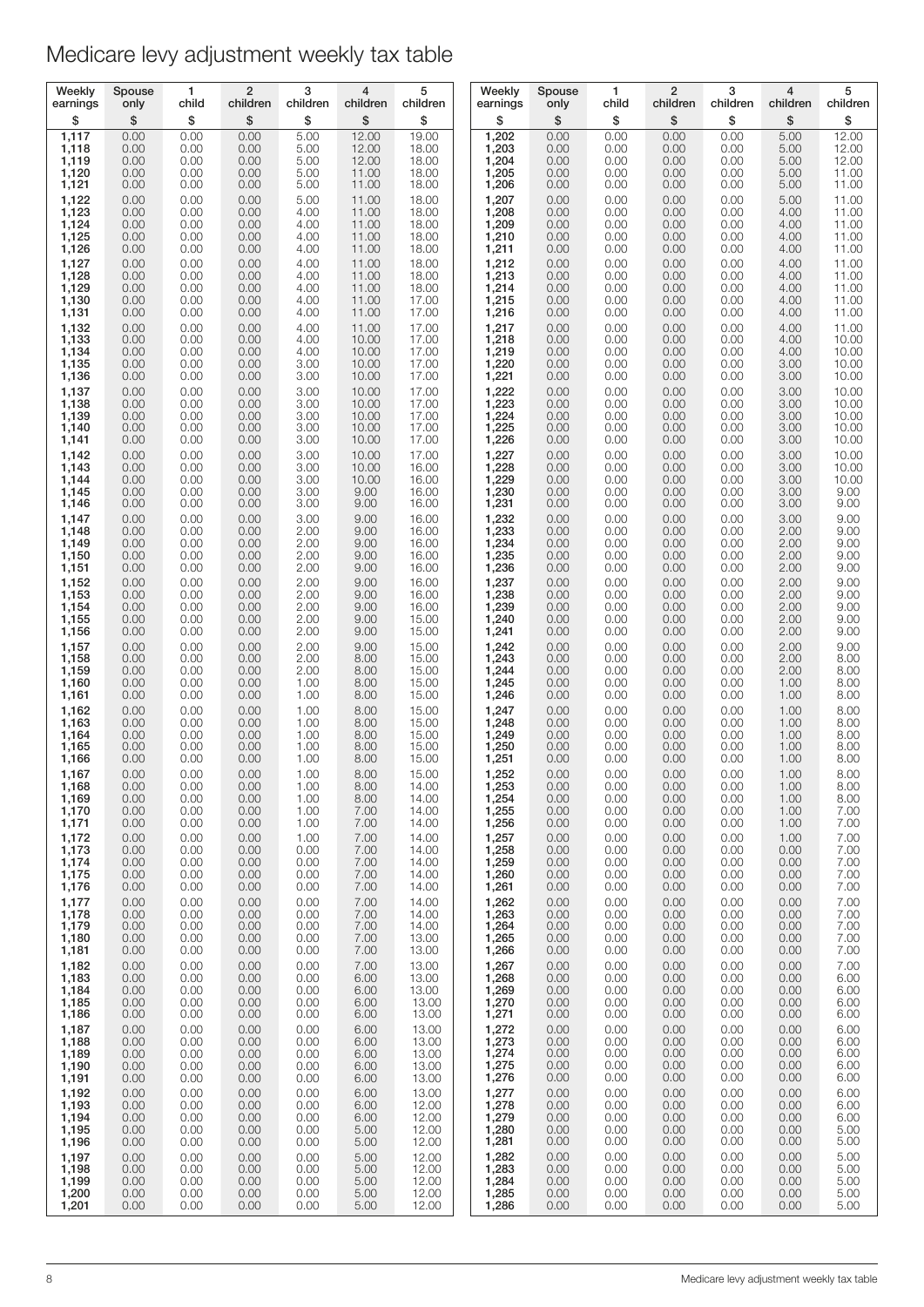# Medicare levy adjustment weekly tax table

| Weekly earnings | Spouse only | 1 child | 2 children | 3 children | 4 children | 5 children |
|---|---|---|---|---|---|---|
| $ | $ | $ | $ | $ | $ | $ |
| 1,117 | 0.00 | 0.00 | 0.00 | 5.00 | 12.00 | 19.00 |
| 1,118 | 0.00 | 0.00 | 0.00 | 5.00 | 12.00 | 18.00 |
| 1,119 | 0.00 | 0.00 | 0.00 | 5.00 | 12.00 | 18.00 |
| 1,120 | 0.00 | 0.00 | 0.00 | 5.00 | 11.00 | 18.00 |
| 1,121 | 0.00 | 0.00 | 0.00 | 5.00 | 11.00 | 18.00 |
| 1,122 | 0.00 | 0.00 | 0.00 | 5.00 | 11.00 | 18.00 |
| 1,123 | 0.00 | 0.00 | 0.00 | 4.00 | 11.00 | 18.00 |
| 1,124 | 0.00 | 0.00 | 0.00 | 4.00 | 11.00 | 18.00 |
| 1,125 | 0.00 | 0.00 | 0.00 | 4.00 | 11.00 | 18.00 |
| 1,126 | 0.00 | 0.00 | 0.00 | 4.00 | 11.00 | 18.00 |
| 1,127 | 0.00 | 0.00 | 0.00 | 4.00 | 11.00 | 18.00 |
| 1,128 | 0.00 | 0.00 | 0.00 | 4.00 | 11.00 | 18.00 |
| 1,129 | 0.00 | 0.00 | 0.00 | 4.00 | 11.00 | 18.00 |
| 1,130 | 0.00 | 0.00 | 0.00 | 4.00 | 11.00 | 17.00 |
| 1,131 | 0.00 | 0.00 | 0.00 | 4.00 | 11.00 | 17.00 |
| 1,132 | 0.00 | 0.00 | 0.00 | 4.00 | 11.00 | 17.00 |
| 1,133 | 0.00 | 0.00 | 0.00 | 4.00 | 10.00 | 17.00 |
| 1,134 | 0.00 | 0.00 | 0.00 | 4.00 | 10.00 | 17.00 |
| 1,135 | 0.00 | 0.00 | 0.00 | 3.00 | 10.00 | 17.00 |
| 1,136 | 0.00 | 0.00 | 0.00 | 3.00 | 10.00 | 17.00 |
| 1,137 | 0.00 | 0.00 | 0.00 | 3.00 | 10.00 | 17.00 |
| 1,138 | 0.00 | 0.00 | 0.00 | 3.00 | 10.00 | 17.00 |
| 1,139 | 0.00 | 0.00 | 0.00 | 3.00 | 10.00 | 17.00 |
| 1,140 | 0.00 | 0.00 | 0.00 | 3.00 | 10.00 | 17.00 |
| 1,141 | 0.00 | 0.00 | 0.00 | 3.00 | 10.00 | 17.00 |
| 1,142 | 0.00 | 0.00 | 0.00 | 3.00 | 10.00 | 17.00 |
| 1,143 | 0.00 | 0.00 | 0.00 | 3.00 | 10.00 | 16.00 |
| 1,144 | 0.00 | 0.00 | 0.00 | 3.00 | 10.00 | 16.00 |
| 1,145 | 0.00 | 0.00 | 0.00 | 3.00 | 9.00 | 16.00 |
| 1,146 | 0.00 | 0.00 | 0.00 | 3.00 | 9.00 | 16.00 |
| 1,147 | 0.00 | 0.00 | 0.00 | 3.00 | 9.00 | 16.00 |
| 1,148 | 0.00 | 0.00 | 0.00 | 2.00 | 9.00 | 16.00 |
| 1,149 | 0.00 | 0.00 | 0.00 | 2.00 | 9.00 | 16.00 |
| 1,150 | 0.00 | 0.00 | 0.00 | 2.00 | 9.00 | 16.00 |
| 1,151 | 0.00 | 0.00 | 0.00 | 2.00 | 9.00 | 16.00 |
| 1,152 | 0.00 | 0.00 | 0.00 | 2.00 | 9.00 | 16.00 |
| 1,153 | 0.00 | 0.00 | 0.00 | 2.00 | 9.00 | 16.00 |
| 1,154 | 0.00 | 0.00 | 0.00 | 2.00 | 9.00 | 16.00 |
| 1,155 | 0.00 | 0.00 | 0.00 | 2.00 | 9.00 | 15.00 |
| 1,156 | 0.00 | 0.00 | 0.00 | 2.00 | 9.00 | 15.00 |
| 1,157 | 0.00 | 0.00 | 0.00 | 2.00 | 9.00 | 15.00 |
| 1,158 | 0.00 | 0.00 | 0.00 | 2.00 | 8.00 | 15.00 |
| 1,159 | 0.00 | 0.00 | 0.00 | 2.00 | 8.00 | 15.00 |
| 1,160 | 0.00 | 0.00 | 0.00 | 1.00 | 8.00 | 15.00 |
| 1,161 | 0.00 | 0.00 | 0.00 | 1.00 | 8.00 | 15.00 |
| 1,162 | 0.00 | 0.00 | 0.00 | 1.00 | 8.00 | 15.00 |
| 1,163 | 0.00 | 0.00 | 0.00 | 1.00 | 8.00 | 15.00 |
| 1,164 | 0.00 | 0.00 | 0.00 | 1.00 | 8.00 | 15.00 |
| 1,165 | 0.00 | 0.00 | 0.00 | 1.00 | 8.00 | 15.00 |
| 1,166 | 0.00 | 0.00 | 0.00 | 1.00 | 8.00 | 15.00 |
| 1,167 | 0.00 | 0.00 | 0.00 | 1.00 | 8.00 | 15.00 |
| 1,168 | 0.00 | 0.00 | 0.00 | 1.00 | 8.00 | 14.00 |
| 1,169 | 0.00 | 0.00 | 0.00 | 1.00 | 8.00 | 14.00 |
| 1,170 | 0.00 | 0.00 | 0.00 | 1.00 | 7.00 | 14.00 |
| 1,171 | 0.00 | 0.00 | 0.00 | 1.00 | 7.00 | 14.00 |
| 1,172 | 0.00 | 0.00 | 0.00 | 1.00 | 7.00 | 14.00 |
| 1,173 | 0.00 | 0.00 | 0.00 | 0.00 | 7.00 | 14.00 |
| 1,174 | 0.00 | 0.00 | 0.00 | 0.00 | 7.00 | 14.00 |
| 1,175 | 0.00 | 0.00 | 0.00 | 0.00 | 7.00 | 14.00 |
| 1,176 | 0.00 | 0.00 | 0.00 | 0.00 | 7.00 | 14.00 |
| 1,177 | 0.00 | 0.00 | 0.00 | 0.00 | 7.00 | 14.00 |
| 1,178 | 0.00 | 0.00 | 0.00 | 0.00 | 7.00 | 14.00 |
| 1,179 | 0.00 | 0.00 | 0.00 | 0.00 | 7.00 | 14.00 |
| 1,180 | 0.00 | 0.00 | 0.00 | 0.00 | 7.00 | 13.00 |
| 1,181 | 0.00 | 0.00 | 0.00 | 0.00 | 7.00 | 13.00 |
| 1,182 | 0.00 | 0.00 | 0.00 | 0.00 | 7.00 | 13.00 |
| 1,183 | 0.00 | 0.00 | 0.00 | 0.00 | 6.00 | 13.00 |
| 1,184 | 0.00 | 0.00 | 0.00 | 0.00 | 6.00 | 13.00 |
| 1,185 | 0.00 | 0.00 | 0.00 | 0.00 | 6.00 | 13.00 |
| 1,186 | 0.00 | 0.00 | 0.00 | 0.00 | 6.00 | 13.00 |
| 1,187 | 0.00 | 0.00 | 0.00 | 0.00 | 6.00 | 13.00 |
| 1,188 | 0.00 | 0.00 | 0.00 | 0.00 | 6.00 | 13.00 |
| 1,189 | 0.00 | 0.00 | 0.00 | 0.00 | 6.00 | 13.00 |
| 1,190 | 0.00 | 0.00 | 0.00 | 0.00 | 6.00 | 13.00 |
| 1,191 | 0.00 | 0.00 | 0.00 | 0.00 | 6.00 | 13.00 |
| 1,192 | 0.00 | 0.00 | 0.00 | 0.00 | 6.00 | 13.00 |
| 1,193 | 0.00 | 0.00 | 0.00 | 0.00 | 6.00 | 12.00 |
| 1,194 | 0.00 | 0.00 | 0.00 | 0.00 | 6.00 | 12.00 |
| 1,195 | 0.00 | 0.00 | 0.00 | 0.00 | 5.00 | 12.00 |
| 1,196 | 0.00 | 0.00 | 0.00 | 0.00 | 5.00 | 12.00 |
| 1,197 | 0.00 | 0.00 | 0.00 | 0.00 | 5.00 | 12.00 |
| 1,198 | 0.00 | 0.00 | 0.00 | 0.00 | 5.00 | 12.00 |
| 1,199 | 0.00 | 0.00 | 0.00 | 0.00 | 5.00 | 12.00 |
| 1,200 | 0.00 | 0.00 | 0.00 | 0.00 | 5.00 | 12.00 |
| 1,201 | 0.00 | 0.00 | 0.00 | 0.00 | 5.00 | 12.00 |
| 1,202 | 0.00 | 0.00 | 0.00 | 0.00 | 5.00 | 12.00 |
| 1,203 | 0.00 | 0.00 | 0.00 | 0.00 | 5.00 | 12.00 |
| 1,204 | 0.00 | 0.00 | 0.00 | 0.00 | 5.00 | 12.00 |
| 1,205 | 0.00 | 0.00 | 0.00 | 0.00 | 5.00 | 11.00 |
| 1,206 | 0.00 | 0.00 | 0.00 | 0.00 | 5.00 | 11.00 |
| 1,207 | 0.00 | 0.00 | 0.00 | 0.00 | 5.00 | 11.00 |
| 1,208 | 0.00 | 0.00 | 0.00 | 0.00 | 4.00 | 11.00 |
| 1,209 | 0.00 | 0.00 | 0.00 | 0.00 | 4.00 | 11.00 |
| 1,210 | 0.00 | 0.00 | 0.00 | 0.00 | 4.00 | 11.00 |
| 1,211 | 0.00 | 0.00 | 0.00 | 0.00 | 4.00 | 11.00 |
| 1,212 | 0.00 | 0.00 | 0.00 | 0.00 | 4.00 | 11.00 |
| 1,213 | 0.00 | 0.00 | 0.00 | 0.00 | 4.00 | 11.00 |
| 1,214 | 0.00 | 0.00 | 0.00 | 0.00 | 4.00 | 11.00 |
| 1,215 | 0.00 | 0.00 | 0.00 | 0.00 | 4.00 | 11.00 |
| 1,216 | 0.00 | 0.00 | 0.00 | 0.00 | 4.00 | 11.00 |
| 1,217 | 0.00 | 0.00 | 0.00 | 0.00 | 4.00 | 11.00 |
| 1,218 | 0.00 | 0.00 | 0.00 | 0.00 | 4.00 | 10.00 |
| 1,219 | 0.00 | 0.00 | 0.00 | 0.00 | 4.00 | 10.00 |
| 1,220 | 0.00 | 0.00 | 0.00 | 0.00 | 3.00 | 10.00 |
| 1,221 | 0.00 | 0.00 | 0.00 | 0.00 | 3.00 | 10.00 |
| 1,222 | 0.00 | 0.00 | 0.00 | 0.00 | 3.00 | 10.00 |
| 1,223 | 0.00 | 0.00 | 0.00 | 0.00 | 3.00 | 10.00 |
| 1,224 | 0.00 | 0.00 | 0.00 | 0.00 | 3.00 | 10.00 |
| 1,225 | 0.00 | 0.00 | 0.00 | 0.00 | 3.00 | 10.00 |
| 1,226 | 0.00 | 0.00 | 0.00 | 0.00 | 3.00 | 10.00 |
| 1,227 | 0.00 | 0.00 | 0.00 | 0.00 | 3.00 | 10.00 |
| 1,228 | 0.00 | 0.00 | 0.00 | 0.00 | 3.00 | 10.00 |
| 1,229 | 0.00 | 0.00 | 0.00 | 0.00 | 3.00 | 10.00 |
| 1,230 | 0.00 | 0.00 | 0.00 | 0.00 | 3.00 | 9.00 |
| 1,231 | 0.00 | 0.00 | 0.00 | 0.00 | 3.00 | 9.00 |
| 1,232 | 0.00 | 0.00 | 0.00 | 0.00 | 3.00 | 9.00 |
| 1,233 | 0.00 | 0.00 | 0.00 | 0.00 | 2.00 | 9.00 |
| 1,234 | 0.00 | 0.00 | 0.00 | 0.00 | 2.00 | 9.00 |
| 1,235 | 0.00 | 0.00 | 0.00 | 0.00 | 2.00 | 9.00 |
| 1,236 | 0.00 | 0.00 | 0.00 | 0.00 | 2.00 | 9.00 |
| 1,237 | 0.00 | 0.00 | 0.00 | 0.00 | 2.00 | 9.00 |
| 1,238 | 0.00 | 0.00 | 0.00 | 0.00 | 2.00 | 9.00 |
| 1,239 | 0.00 | 0.00 | 0.00 | 0.00 | 2.00 | 9.00 |
| 1,240 | 0.00 | 0.00 | 0.00 | 0.00 | 2.00 | 9.00 |
| 1,241 | 0.00 | 0.00 | 0.00 | 0.00 | 2.00 | 9.00 |
| 1,242 | 0.00 | 0.00 | 0.00 | 0.00 | 2.00 | 9.00 |
| 1,243 | 0.00 | 0.00 | 0.00 | 0.00 | 2.00 | 8.00 |
| 1,244 | 0.00 | 0.00 | 0.00 | 0.00 | 2.00 | 8.00 |
| 1,245 | 0.00 | 0.00 | 0.00 | 0.00 | 1.00 | 8.00 |
| 1,246 | 0.00 | 0.00 | 0.00 | 0.00 | 1.00 | 8.00 |
| 1,247 | 0.00 | 0.00 | 0.00 | 0.00 | 1.00 | 8.00 |
| 1,248 | 0.00 | 0.00 | 0.00 | 0.00 | 1.00 | 8.00 |
| 1,249 | 0.00 | 0.00 | 0.00 | 0.00 | 1.00 | 8.00 |
| 1,250 | 0.00 | 0.00 | 0.00 | 0.00 | 1.00 | 8.00 |
| 1,251 | 0.00 | 0.00 | 0.00 | 0.00 | 1.00 | 8.00 |
| 1,252 | 0.00 | 0.00 | 0.00 | 0.00 | 1.00 | 8.00 |
| 1,253 | 0.00 | 0.00 | 0.00 | 0.00 | 1.00 | 8.00 |
| 1,254 | 0.00 | 0.00 | 0.00 | 0.00 | 1.00 | 8.00 |
| 1,255 | 0.00 | 0.00 | 0.00 | 0.00 | 1.00 | 7.00 |
| 1,256 | 0.00 | 0.00 | 0.00 | 0.00 | 1.00 | 7.00 |
| 1,257 | 0.00 | 0.00 | 0.00 | 0.00 | 1.00 | 7.00 |
| 1,258 | 0.00 | 0.00 | 0.00 | 0.00 | 0.00 | 7.00 |
| 1,259 | 0.00 | 0.00 | 0.00 | 0.00 | 0.00 | 7.00 |
| 1,260 | 0.00 | 0.00 | 0.00 | 0.00 | 0.00 | 7.00 |
| 1,261 | 0.00 | 0.00 | 0.00 | 0.00 | 0.00 | 7.00 |
| 1,262 | 0.00 | 0.00 | 0.00 | 0.00 | 0.00 | 7.00 |
| 1,263 | 0.00 | 0.00 | 0.00 | 0.00 | 0.00 | 7.00 |
| 1,264 | 0.00 | 0.00 | 0.00 | 0.00 | 0.00 | 7.00 |
| 1,265 | 0.00 | 0.00 | 0.00 | 0.00 | 0.00 | 7.00 |
| 1,266 | 0.00 | 0.00 | 0.00 | 0.00 | 0.00 | 7.00 |
| 1,267 | 0.00 | 0.00 | 0.00 | 0.00 | 0.00 | 7.00 |
| 1,268 | 0.00 | 0.00 | 0.00 | 0.00 | 0.00 | 6.00 |
| 1,269 | 0.00 | 0.00 | 0.00 | 0.00 | 0.00 | 6.00 |
| 1,270 | 0.00 | 0.00 | 0.00 | 0.00 | 0.00 | 6.00 |
| 1,271 | 0.00 | 0.00 | 0.00 | 0.00 | 0.00 | 6.00 |
| 1,272 | 0.00 | 0.00 | 0.00 | 0.00 | 0.00 | 6.00 |
| 1,273 | 0.00 | 0.00 | 0.00 | 0.00 | 0.00 | 6.00 |
| 1,274 | 0.00 | 0.00 | 0.00 | 0.00 | 0.00 | 6.00 |
| 1,275 | 0.00 | 0.00 | 0.00 | 0.00 | 0.00 | 6.00 |
| 1,276 | 0.00 | 0.00 | 0.00 | 0.00 | 0.00 | 6.00 |
| 1,277 | 0.00 | 0.00 | 0.00 | 0.00 | 0.00 | 6.00 |
| 1,278 | 0.00 | 0.00 | 0.00 | 0.00 | 0.00 | 6.00 |
| 1,279 | 0.00 | 0.00 | 0.00 | 0.00 | 0.00 | 6.00 |
| 1,280 | 0.00 | 0.00 | 0.00 | 0.00 | 0.00 | 5.00 |
| 1,281 | 0.00 | 0.00 | 0.00 | 0.00 | 0.00 | 5.00 |
| 1,282 | 0.00 | 0.00 | 0.00 | 0.00 | 0.00 | 5.00 |
| 1,283 | 0.00 | 0.00 | 0.00 | 0.00 | 0.00 | 5.00 |
| 1,284 | 0.00 | 0.00 | 0.00 | 0.00 | 0.00 | 5.00 |
| 1,285 | 0.00 | 0.00 | 0.00 | 0.00 | 0.00 | 5.00 |
| 1,286 | 0.00 | 0.00 | 0.00 | 0.00 | 0.00 | 5.00 |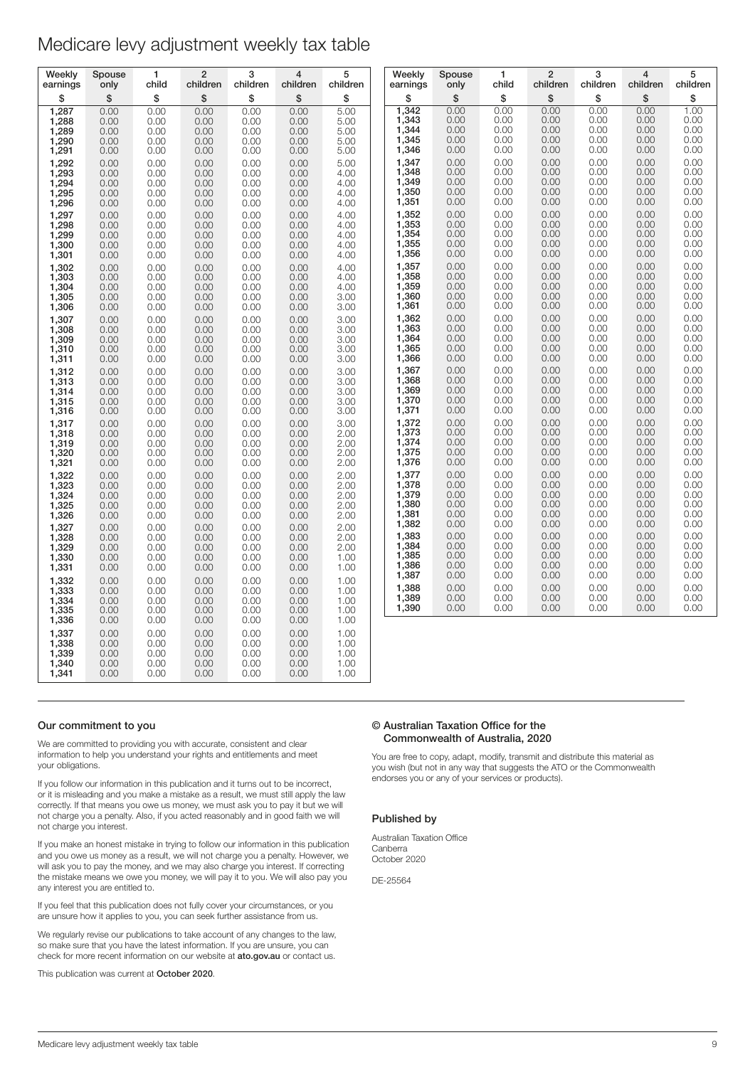# Medicare levy adjustment weekly tax table

| Weekly earnings | Spouse only | 1 child | 2 children | 3 children | 4 children | 5 children |
|---|---|---|---|---|---|---|
| $ | $ | $ | $ | $ | $ | $ |
| 1,287 | 0.00 | 0.00 | 0.00 | 0.00 | 0.00 | 5.00 |
| 1,288 | 0.00 | 0.00 | 0.00 | 0.00 | 0.00 | 5.00 |
| 1,289 | 0.00 | 0.00 | 0.00 | 0.00 | 0.00 | 5.00 |
| 1,290 | 0.00 | 0.00 | 0.00 | 0.00 | 0.00 | 5.00 |
| 1,291 | 0.00 | 0.00 | 0.00 | 0.00 | 0.00 | 5.00 |
| 1,292 | 0.00 | 0.00 | 0.00 | 0.00 | 0.00 | 5.00 |
| 1,293 | 0.00 | 0.00 | 0.00 | 0.00 | 0.00 | 4.00 |
| 1,294 | 0.00 | 0.00 | 0.00 | 0.00 | 0.00 | 4.00 |
| 1,295 | 0.00 | 0.00 | 0.00 | 0.00 | 0.00 | 4.00 |
| 1,296 | 0.00 | 0.00 | 0.00 | 0.00 | 0.00 | 4.00 |
| 1,297 | 0.00 | 0.00 | 0.00 | 0.00 | 0.00 | 4.00 |
| 1,298 | 0.00 | 0.00 | 0.00 | 0.00 | 0.00 | 4.00 |
| 1,299 | 0.00 | 0.00 | 0.00 | 0.00 | 0.00 | 4.00 |
| 1,300 | 0.00 | 0.00 | 0.00 | 0.00 | 0.00 | 4.00 |
| 1,301 | 0.00 | 0.00 | 0.00 | 0.00 | 0.00 | 4.00 |
| 1,302 | 0.00 | 0.00 | 0.00 | 0.00 | 0.00 | 4.00 |
| 1,303 | 0.00 | 0.00 | 0.00 | 0.00 | 0.00 | 4.00 |
| 1,304 | 0.00 | 0.00 | 0.00 | 0.00 | 0.00 | 4.00 |
| 1,305 | 0.00 | 0.00 | 0.00 | 0.00 | 0.00 | 3.00 |
| 1,306 | 0.00 | 0.00 | 0.00 | 0.00 | 0.00 | 3.00 |
| 1,307 | 0.00 | 0.00 | 0.00 | 0.00 | 0.00 | 3.00 |
| 1,308 | 0.00 | 0.00 | 0.00 | 0.00 | 0.00 | 3.00 |
| 1,309 | 0.00 | 0.00 | 0.00 | 0.00 | 0.00 | 3.00 |
| 1,310 | 0.00 | 0.00 | 0.00 | 0.00 | 0.00 | 3.00 |
| 1,311 | 0.00 | 0.00 | 0.00 | 0.00 | 0.00 | 3.00 |
| 1,312 | 0.00 | 0.00 | 0.00 | 0.00 | 0.00 | 3.00 |
| 1,313 | 0.00 | 0.00 | 0.00 | 0.00 | 0.00 | 3.00 |
| 1,314 | 0.00 | 0.00 | 0.00 | 0.00 | 0.00 | 3.00 |
| 1,315 | 0.00 | 0.00 | 0.00 | 0.00 | 0.00 | 3.00 |
| 1,316 | 0.00 | 0.00 | 0.00 | 0.00 | 0.00 | 3.00 |
| 1,317 | 0.00 | 0.00 | 0.00 | 0.00 | 0.00 | 3.00 |
| 1,318 | 0.00 | 0.00 | 0.00 | 0.00 | 0.00 | 2.00 |
| 1,319 | 0.00 | 0.00 | 0.00 | 0.00 | 0.00 | 2.00 |
| 1,320 | 0.00 | 0.00 | 0.00 | 0.00 | 0.00 | 2.00 |
| 1,321 | 0.00 | 0.00 | 0.00 | 0.00 | 0.00 | 2.00 |
| 1,322 | 0.00 | 0.00 | 0.00 | 0.00 | 0.00 | 2.00 |
| 1,323 | 0.00 | 0.00 | 0.00 | 0.00 | 0.00 | 2.00 |
| 1,324 | 0.00 | 0.00 | 0.00 | 0.00 | 0.00 | 2.00 |
| 1,325 | 0.00 | 0.00 | 0.00 | 0.00 | 0.00 | 2.00 |
| 1,326 | 0.00 | 0.00 | 0.00 | 0.00 | 0.00 | 2.00 |
| 1,327 | 0.00 | 0.00 | 0.00 | 0.00 | 0.00 | 2.00 |
| 1,328 | 0.00 | 0.00 | 0.00 | 0.00 | 0.00 | 2.00 |
| 1,329 | 0.00 | 0.00 | 0.00 | 0.00 | 0.00 | 2.00 |
| 1,330 | 0.00 | 0.00 | 0.00 | 0.00 | 0.00 | 1.00 |
| 1,331 | 0.00 | 0.00 | 0.00 | 0.00 | 0.00 | 1.00 |
| 1,332 | 0.00 | 0.00 | 0.00 | 0.00 | 0.00 | 1.00 |
| 1,333 | 0.00 | 0.00 | 0.00 | 0.00 | 0.00 | 1.00 |
| 1,334 | 0.00 | 0.00 | 0.00 | 0.00 | 0.00 | 1.00 |
| 1,335 | 0.00 | 0.00 | 0.00 | 0.00 | 0.00 | 1.00 |
| 1,336 | 0.00 | 0.00 | 0.00 | 0.00 | 0.00 | 1.00 |
| 1,337 | 0.00 | 0.00 | 0.00 | 0.00 | 0.00 | 1.00 |
| 1,338 | 0.00 | 0.00 | 0.00 | 0.00 | 0.00 | 1.00 |
| 1,339 | 0.00 | 0.00 | 0.00 | 0.00 | 0.00 | 1.00 |
| 1,340 | 0.00 | 0.00 | 0.00 | 0.00 | 0.00 | 1.00 |
| 1,341 | 0.00 | 0.00 | 0.00 | 0.00 | 0.00 | 1.00 |
| 1,342 | 0.00 | 0.00 | 0.00 | 0.00 | 0.00 | 1.00 |
| 1,343 | 0.00 | 0.00 | 0.00 | 0.00 | 0.00 | 0.00 |
| 1,344 | 0.00 | 0.00 | 0.00 | 0.00 | 0.00 | 0.00 |
| 1,345 | 0.00 | 0.00 | 0.00 | 0.00 | 0.00 | 0.00 |
| 1,346 | 0.00 | 0.00 | 0.00 | 0.00 | 0.00 | 0.00 |
| 1,347 | 0.00 | 0.00 | 0.00 | 0.00 | 0.00 | 0.00 |
| 1,348 | 0.00 | 0.00 | 0.00 | 0.00 | 0.00 | 0.00 |
| 1,349 | 0.00 | 0.00 | 0.00 | 0.00 | 0.00 | 0.00 |
| 1,350 | 0.00 | 0.00 | 0.00 | 0.00 | 0.00 | 0.00 |
| 1,351 | 0.00 | 0.00 | 0.00 | 0.00 | 0.00 | 0.00 |
| 1,352 | 0.00 | 0.00 | 0.00 | 0.00 | 0.00 | 0.00 |
| 1,353 | 0.00 | 0.00 | 0.00 | 0.00 | 0.00 | 0.00 |
| 1,354 | 0.00 | 0.00 | 0.00 | 0.00 | 0.00 | 0.00 |
| 1,355 | 0.00 | 0.00 | 0.00 | 0.00 | 0.00 | 0.00 |
| 1,356 | 0.00 | 0.00 | 0.00 | 0.00 | 0.00 | 0.00 |
| 1,357 | 0.00 | 0.00 | 0.00 | 0.00 | 0.00 | 0.00 |
| 1,358 | 0.00 | 0.00 | 0.00 | 0.00 | 0.00 | 0.00 |
| 1,359 | 0.00 | 0.00 | 0.00 | 0.00 | 0.00 | 0.00 |
| 1,360 | 0.00 | 0.00 | 0.00 | 0.00 | 0.00 | 0.00 |
| 1,361 | 0.00 | 0.00 | 0.00 | 0.00 | 0.00 | 0.00 |
| 1,362 | 0.00 | 0.00 | 0.00 | 0.00 | 0.00 | 0.00 |
| 1,363 | 0.00 | 0.00 | 0.00 | 0.00 | 0.00 | 0.00 |
| 1,364 | 0.00 | 0.00 | 0.00 | 0.00 | 0.00 | 0.00 |
| 1,365 | 0.00 | 0.00 | 0.00 | 0.00 | 0.00 | 0.00 |
| 1,366 | 0.00 | 0.00 | 0.00 | 0.00 | 0.00 | 0.00 |
| 1,367 | 0.00 | 0.00 | 0.00 | 0.00 | 0.00 | 0.00 |
| 1,368 | 0.00 | 0.00 | 0.00 | 0.00 | 0.00 | 0.00 |
| 1,369 | 0.00 | 0.00 | 0.00 | 0.00 | 0.00 | 0.00 |
| 1,370 | 0.00 | 0.00 | 0.00 | 0.00 | 0.00 | 0.00 |
| 1,371 | 0.00 | 0.00 | 0.00 | 0.00 | 0.00 | 0.00 |
| 1,372 | 0.00 | 0.00 | 0.00 | 0.00 | 0.00 | 0.00 |
| 1,373 | 0.00 | 0.00 | 0.00 | 0.00 | 0.00 | 0.00 |
| 1,374 | 0.00 | 0.00 | 0.00 | 0.00 | 0.00 | 0.00 |
| 1,375 | 0.00 | 0.00 | 0.00 | 0.00 | 0.00 | 0.00 |
| 1,376 | 0.00 | 0.00 | 0.00 | 0.00 | 0.00 | 0.00 |
| 1,377 | 0.00 | 0.00 | 0.00 | 0.00 | 0.00 | 0.00 |
| 1,378 | 0.00 | 0.00 | 0.00 | 0.00 | 0.00 | 0.00 |
| 1,379 | 0.00 | 0.00 | 0.00 | 0.00 | 0.00 | 0.00 |
| 1,380 | 0.00 | 0.00 | 0.00 | 0.00 | 0.00 | 0.00 |
| 1,381 | 0.00 | 0.00 | 0.00 | 0.00 | 0.00 | 0.00 |
| 1,382 | 0.00 | 0.00 | 0.00 | 0.00 | 0.00 | 0.00 |
| 1,383 | 0.00 | 0.00 | 0.00 | 0.00 | 0.00 | 0.00 |
| 1,384 | 0.00 | 0.00 | 0.00 | 0.00 | 0.00 | 0.00 |
| 1,385 | 0.00 | 0.00 | 0.00 | 0.00 | 0.00 | 0.00 |
| 1,386 | 0.00 | 0.00 | 0.00 | 0.00 | 0.00 | 0.00 |
| 1,387 | 0.00 | 0.00 | 0.00 | 0.00 | 0.00 | 0.00 |
| 1,388 | 0.00 | 0.00 | 0.00 | 0.00 | 0.00 | 0.00 |
| 1,389 | 0.00 | 0.00 | 0.00 | 0.00 | 0.00 | 0.00 |
| 1,390 | 0.00 | 0.00 | 0.00 | 0.00 | 0.00 | 0.00 |

### Our commitment to you

We are committed to providing you with accurate, consistent and clear information to help you understand your rights and entitlements and meet your obligations.

If you follow our information in this publication and it turns out to be incorrect, or it is misleading and you make a mistake as a result, we must still apply the law correctly. If that means you owe us money, we must ask you to pay it but we will not charge you a penalty. Also, if you acted reasonably and in good faith we will not charge you interest.

If you make an honest mistake in trying to follow our information in this publication and you owe us money as a result, we will not charge you a penalty. However, we will ask you to pay the money, and we may also charge you interest. If correcting the mistake means we owe you money, we will pay it to you. We will also pay you any interest you are entitled to.

If you feel that this publication does not fully cover your circumstances, or you are unsure how it applies to you, you can seek further assistance from us.

We regularly revise our publications to take account of any changes to the law, so make sure that you have the latest information. If you are unsure, you can check for more recent information on our website at **ato.gov.au** or contact us.

This publication was current at **October 2020**.

### © Australian Taxation Office for the Commonwealth of Australia, 2020

You are free to copy, adapt, modify, transmit and distribute this material as you wish (but not in any way that suggests the ATO or the Commonwealth endorses you or any of your services or products).

### Published by

Australian Taxation Office
Canberra
October 2020

DE-25564